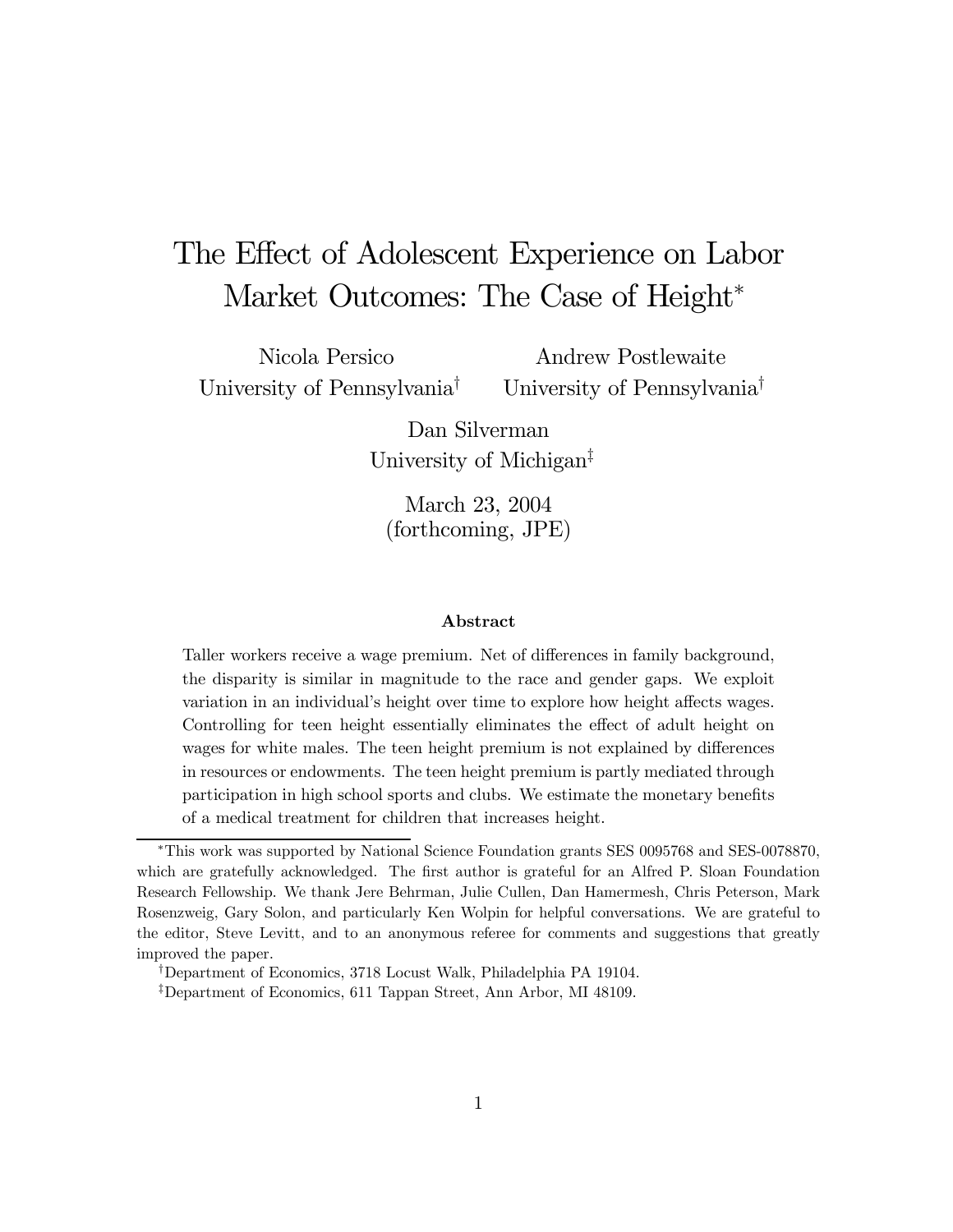# The Effect of Adolescent Experience on Labor Market Outcomes: The Case of Height*

Nicola Persico
University of Pennsylvania[†]

Andrew Postlewaite
University of Pennsylvania[†]

Dan Silverman
University of Michigan[‡]

March 23, 2004
(forthcoming, JPE)

**Abstract**

Taller workers receive a wage premium. Net of differences in family background, the disparity is similar in magnitude to the race and gender gaps. We exploit variation in an individual's height over time to explore how height affects wages. Controlling for teen height essentially eliminates the effect of adult height on wages for white males. The teen height premium is not explained by differences in resources or endowments. The teen height premium is partly mediated through participation in high school sports and clubs. We estimate the monetary benefits of a medical treatment for children that increases height.

---

*This work was supported by National Science Foundation grants SES 0095768 and SES-0078870, which are gratefully acknowledged. The first author is grateful for an Alfred P. Sloan Foundation Research Fellowship. We thank Jere Behrman, Julie Cullen, Dan Hamermesh, Chris Peterson, Mark Rosenzweig, Gary Solon, and particularly Ken Wolpin for helpful conversations. We are grateful to the editor, Steve Levitt, and to an anonymous referee for comments and suggestions that greatly improved the paper.

[†]Department of Economics, 3718 Locust Walk, Philadelphia PA 19104.

[‡]Department of Economics, 611 Tappan Street, Ann Arbor, MI 48109.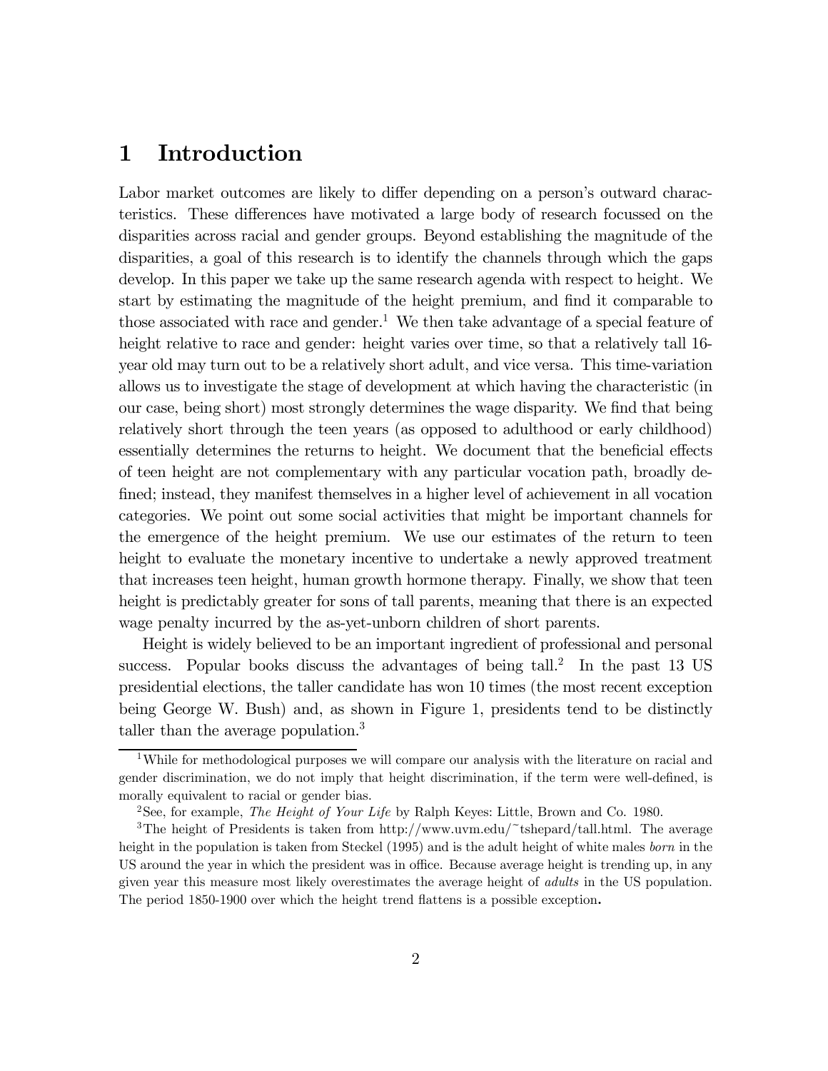# 1 Introduction

Labor market outcomes are likely to differ depending on a person's outward characteristics. These differences have motivated a large body of research focussed on the disparities across racial and gender groups. Beyond establishing the magnitude of the disparities, a goal of this research is to identify the channels through which the gaps develop. In this paper we take up the same research agenda with respect to height. We start by estimating the magnitude of the height premium, and find it comparable to those associated with race and gender.[1] We then take advantage of a special feature of height relative to race and gender: height varies over time, so that a relatively tall 16-year old may turn out to be a relatively short adult, and vice versa. This time-variation allows us to investigate the stage of development at which having the characteristic (in our case, being short) most strongly determines the wage disparity. We find that being relatively short through the teen years (as opposed to adulthood or early childhood) essentially determines the returns to height. We document that the beneficial effects of teen height are not complementary with any particular vocation path, broadly defined; instead, they manifest themselves in a higher level of achievement in all vocation categories. We point out some social activities that might be important channels for the emergence of the height premium. We use our estimates of the return to teen height to evaluate the monetary incentive to undertake a newly approved treatment that increases teen height, human growth hormone therapy. Finally, we show that teen height is predictably greater for sons of tall parents, meaning that there is an expected wage penalty incurred by the as-yet-unborn children of short parents.

Height is widely believed to be an important ingredient of professional and personal success. Popular books discuss the advantages of being tall.[2] In the past 13 US presidential elections, the taller candidate has won 10 times (the most recent exception being George W. Bush) and, as shown in Figure 1, presidents tend to be distinctly taller than the average population.[3]

[1] While for methodological purposes we will compare our analysis with the literature on racial and gender discrimination, we do not imply that height discrimination, if the term were well-defined, is morally equivalent to racial or gender bias.

[2] See, for example, *The Height of Your Life* by Ralph Keyes: Little, Brown and Co. 1980.

[3] The height of Presidents is taken from http://www.uvm.edu/~tshepard/tall.html. The average height in the population is taken from Steckel (1995) and is the adult height of white males *born* in the US around the year in which the president was in office. Because average height is trending up, in any given year this measure most likely overestimates the average height of *adults* in the US population. The period 1850-1900 over which the height trend flattens is a possible exception.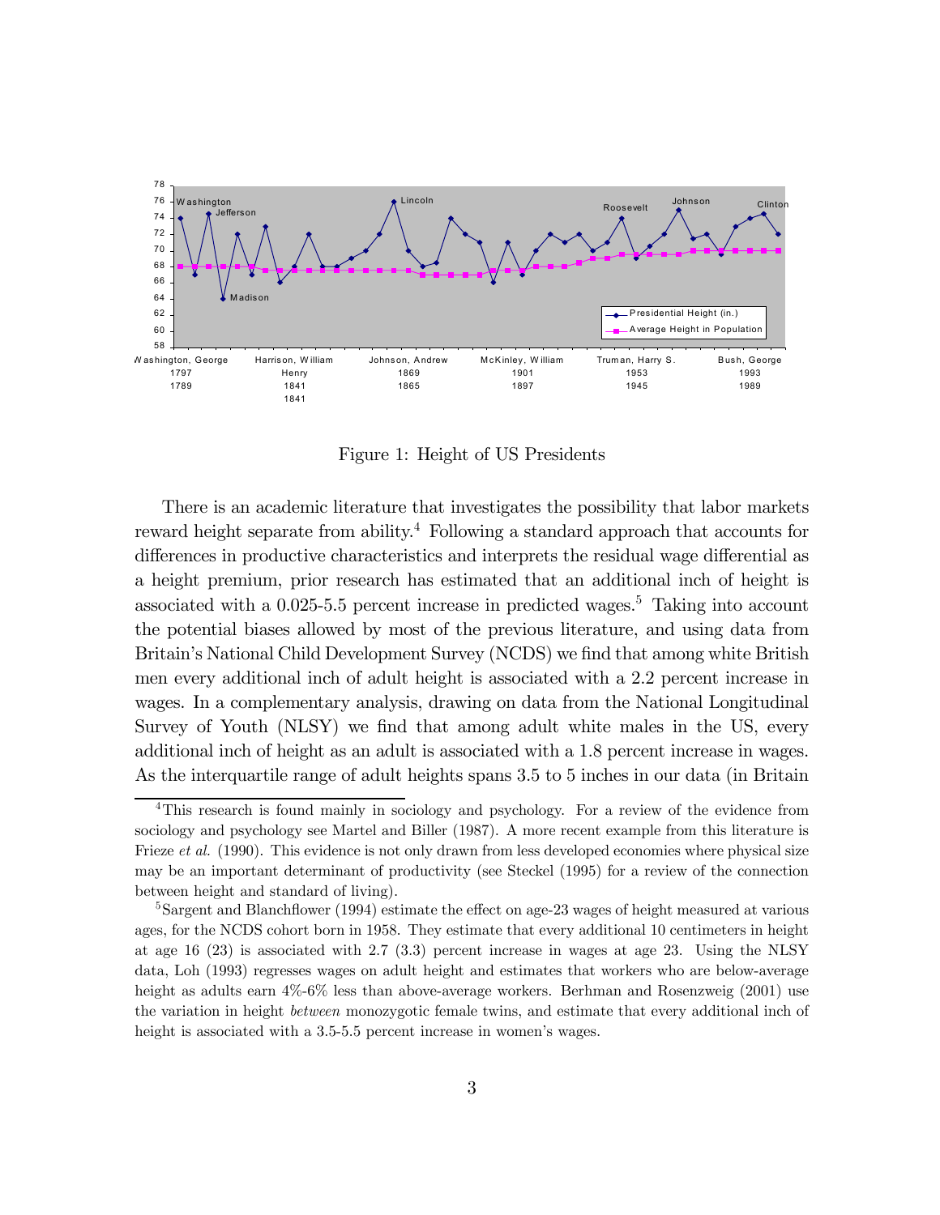Figure 1: Height of US Presidents

There is an academic literature that investigates the possibility that labor markets reward height separate from ability.[4] Following a standard approach that accounts for differences in productive characteristics and interprets the residual wage differential as a height premium, prior research has estimated that an additional inch of height is associated with a 0.025-5.5 percent increase in predicted wages.[5] Taking into account the potential biases allowed by most of the previous literature, and using data from Britain's National Child Development Survey (NCDS) we find that among white British men every additional inch of adult height is associated with a 2.2 percent increase in wages. In a complementary analysis, drawing on data from the National Longitudinal Survey of Youth (NLSY) we find that among adult white males in the US, every additional inch of height as an adult is associated with a 1.8 percent increase in wages. As the interquartile range of adult heights spans 3.5 to 5 inches in our data (in Britain

[4] This research is found mainly in sociology and psychology. For a review of the evidence from sociology and psychology see Martel and Biller (1987). A more recent example from this literature is Frieze *et al.* (1990). This evidence is not only drawn from less developed economies where physical size may be an important determinant of productivity (see Steckel (1995) for a review of the connection between height and standard of living).

[5] Sargent and Blanchflower (1994) estimate the effect on age-23 wages of height measured at various ages, for the NCDS cohort born in 1958. They estimate that every additional 10 centimeters in height at age 16 (23) is associated with 2.7 (3.3) percent increase in wages at age 23. Using the NLSY data, Loh (1993) regresses wages on adult height and estimates that workers who are below-average height as adults earn 4%-6% less than above-average workers. Berhman and Rosenzweig (2001) use the variation in height *between* monozygotic female twins, and estimate that every additional inch of height is associated with a 3.5-5.5 percent increase in women's wages.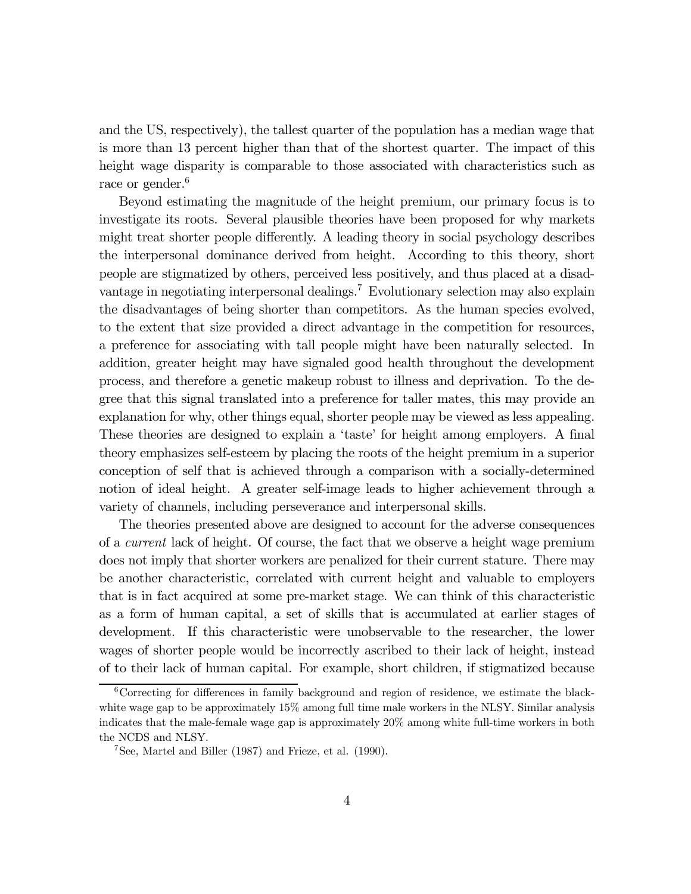and the US, respectively), the tallest quarter of the population has a median wage that is more than 13 percent higher than that of the shortest quarter. The impact of this height wage disparity is comparable to those associated with characteristics such as race or gender.[6]

Beyond estimating the magnitude of the height premium, our primary focus is to investigate its roots. Several plausible theories have been proposed for why markets might treat shorter people differently. A leading theory in social psychology describes the interpersonal dominance derived from height. According to this theory, short people are stigmatized by others, perceived less positively, and thus placed at a disadvantage in negotiating interpersonal dealings.[7] Evolutionary selection may also explain the disadvantages of being shorter than competitors. As the human species evolved, to the extent that size provided a direct advantage in the competition for resources, a preference for associating with tall people might have been naturally selected. In addition, greater height may have signaled good health throughout the development process, and therefore a genetic makeup robust to illness and deprivation. To the degree that this signal translated into a preference for taller mates, this may provide an explanation for why, other things equal, shorter people may be viewed as less appealing. These theories are designed to explain a 'taste' for height among employers. A final theory emphasizes self-esteem by placing the roots of the height premium in a superior conception of self that is achieved through a comparison with a socially-determined notion of ideal height. A greater self-image leads to higher achievement through a variety of channels, including perseverance and interpersonal skills.

The theories presented above are designed to account for the adverse consequences of a *current* lack of height. Of course, the fact that we observe a height wage premium does not imply that shorter workers are penalized for their current stature. There may be another characteristic, correlated with current height and valuable to employers that is in fact acquired at some pre-market stage. We can think of this characteristic as a form of human capital, a set of skills that is accumulated at earlier stages of development. If this characteristic were unobservable to the researcher, the lower wages of shorter people would be incorrectly ascribed to their lack of height, instead of to their lack of human capital. For example, short children, if stigmatized because

[6] Correcting for differences in family background and region of residence, we estimate the black-white wage gap to be approximately 15% among full time male workers in the NLSY. Similar analysis indicates that the male-female wage gap is approximately 20% among white full-time workers in both the NCDS and NLSY.

[7] See, Martel and Biller (1987) and Frieze, et al. (1990).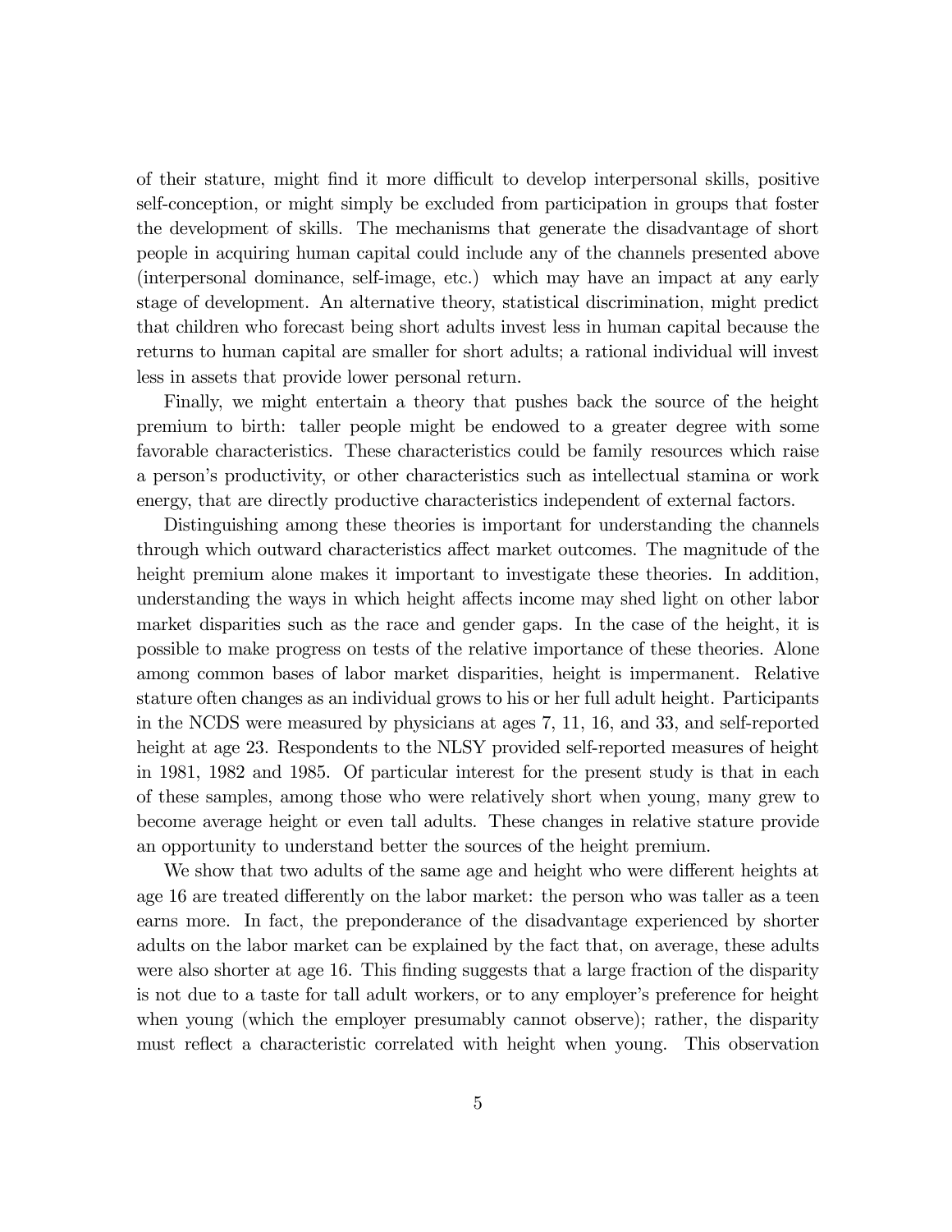of their stature, might find it more difficult to develop interpersonal skills, positive self-conception, or might simply be excluded from participation in groups that foster the development of skills. The mechanisms that generate the disadvantage of short people in acquiring human capital could include any of the channels presented above (interpersonal dominance, self-image, etc.) which may have an impact at any early stage of development. An alternative theory, statistical discrimination, might predict that children who forecast being short adults invest less in human capital because the returns to human capital are smaller for short adults; a rational individual will invest less in assets that provide lower personal return.

Finally, we might entertain a theory that pushes back the source of the height premium to birth: taller people might be endowed to a greater degree with some favorable characteristics. These characteristics could be family resources which raise a person's productivity, or other characteristics such as intellectual stamina or work energy, that are directly productive characteristics independent of external factors.

Distinguishing among these theories is important for understanding the channels through which outward characteristics affect market outcomes. The magnitude of the height premium alone makes it important to investigate these theories. In addition, understanding the ways in which height affects income may shed light on other labor market disparities such as the race and gender gaps. In the case of the height, it is possible to make progress on tests of the relative importance of these theories. Alone among common bases of labor market disparities, height is impermanent. Relative stature often changes as an individual grows to his or her full adult height. Participants in the NCDS were measured by physicians at ages 7, 11, 16, and 33, and self-reported height at age 23. Respondents to the NLSY provided self-reported measures of height in 1981, 1982 and 1985. Of particular interest for the present study is that in each of these samples, among those who were relatively short when young, many grew to become average height or even tall adults. These changes in relative stature provide an opportunity to understand better the sources of the height premium.

We show that two adults of the same age and height who were different heights at age 16 are treated differently on the labor market: the person who was taller as a teen earns more. In fact, the preponderance of the disadvantage experienced by shorter adults on the labor market can be explained by the fact that, on average, these adults were also shorter at age 16. This finding suggests that a large fraction of the disparity is not due to a taste for tall adult workers, or to any employer's preference for height when young (which the employer presumably cannot observe); rather, the disparity must reflect a characteristic correlated with height when young. This observation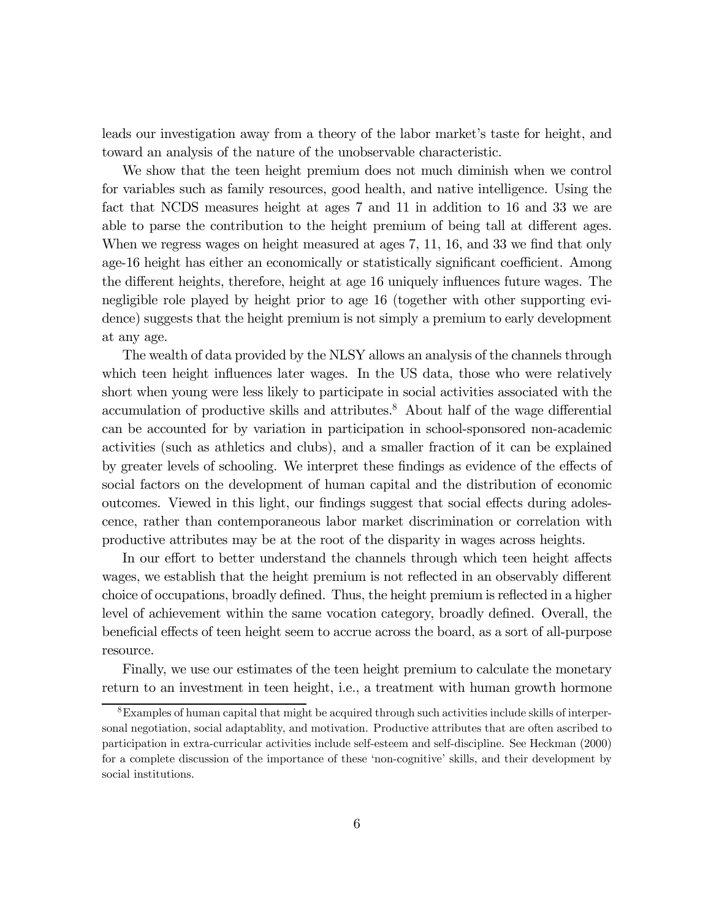leads our investigation away from a theory of the labor market's taste for height, and toward an analysis of the nature of the unobservable characteristic.

We show that the teen height premium does not much diminish when we control for variables such as family resources, good health, and native intelligence. Using the fact that NCDS measures height at ages 7 and 11 in addition to 16 and 33 we are able to parse the contribution to the height premium of being tall at different ages. When we regress wages on height measured at ages 7, 11, 16, and 33 we find that only age-16 height has either an economically or statistically significant coefficient. Among the different heights, therefore, height at age 16 uniquely influences future wages. The negligible role played by height prior to age 16 (together with other supporting evidence) suggests that the height premium is not simply a premium to early development at any age.

The wealth of data provided by the NLSY allows an analysis of the channels through which teen height influences later wages. In the US data, those who were relatively short when young were less likely to participate in social activities associated with the accumulation of productive skills and attributes.[8] About half of the wage differential can be accounted for by variation in participation in school-sponsored non-academic activities (such as athletics and clubs), and a smaller fraction of it can be explained by greater levels of schooling. We interpret these findings as evidence of the effects of social factors on the development of human capital and the distribution of economic outcomes. Viewed in this light, our findings suggest that social effects during adolescence, rather than contemporaneous labor market discrimination or correlation with productive attributes may be at the root of the disparity in wages across heights.

In our effort to better understand the channels through which teen height affects wages, we establish that the height premium is not reflected in an observably different choice of occupations, broadly defined. Thus, the height premium is reflected in a higher level of achievement within the same vocation category, broadly defined. Overall, the beneficial effects of teen height seem to accrue across the board, as a sort of all-purpose resource.

Finally, we use our estimates of the teen height premium to calculate the monetary return to an investment in teen height, i.e., a treatment with human growth hormone

[8] Examples of human capital that might be acquired through such activities include skills of interpersonal negotiation, social adaptablity, and motivation. Productive attributes that are often ascribed to participation in extra-curricular activities include self-esteem and self-discipline. See Heckman (2000) for a complete discussion of the importance of these 'non-cognitive' skills, and their development by social institutions.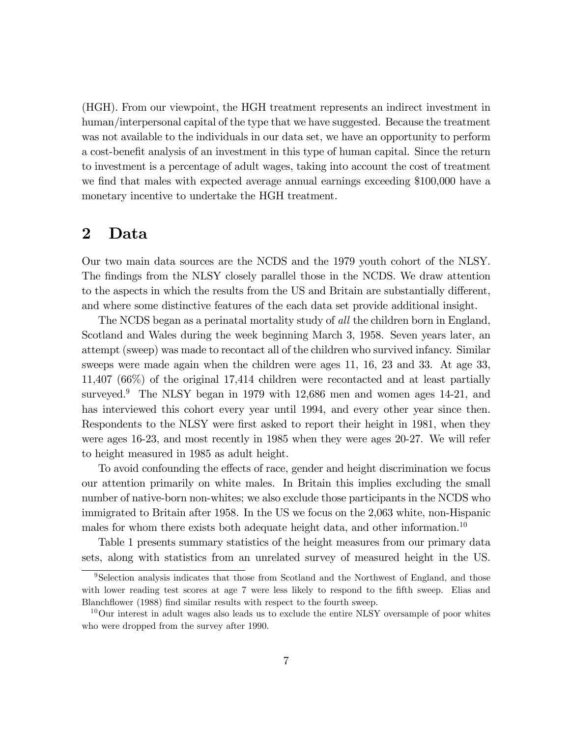(HGH). From our viewpoint, the HGH treatment represents an indirect investment in human/interpersonal capital of the type that we have suggested. Because the treatment was not available to the individuals in our data set, we have an opportunity to perform a cost-benefit analysis of an investment in this type of human capital. Since the return to investment is a percentage of adult wages, taking into account the cost of treatment we find that males with expected average annual earnings exceeding \$100,000 have a monetary incentive to undertake the HGH treatment.

# 2 Data

Our two main data sources are the NCDS and the 1979 youth cohort of the NLSY. The findings from the NLSY closely parallel those in the NCDS. We draw attention to the aspects in which the results from the US and Britain are substantially different, and where some distinctive features of the each data set provide additional insight.

The NCDS began as a perinatal mortality study of *all* the children born in England, Scotland and Wales during the week beginning March 3, 1958. Seven years later, an attempt (sweep) was made to recontact all of the children who survived infancy. Similar sweeps were made again when the children were ages 11, 16, 23 and 33. At age 33, 11,407 (66%) of the original 17,414 children were recontacted and at least partially surveyed.[9] The NLSY began in 1979 with 12,686 men and women ages 14-21, and has interviewed this cohort every year until 1994, and every other year since then. Respondents to the NLSY were first asked to report their height in 1981, when they were ages 16-23, and most recently in 1985 when they were ages 20-27. We will refer to height measured in 1985 as adult height.

To avoid confounding the effects of race, gender and height discrimination we focus our attention primarily on white males. In Britain this implies excluding the small number of native-born non-whites; we also exclude those participants in the NCDS who immigrated to Britain after 1958. In the US we focus on the 2,063 white, non-Hispanic males for whom there exists both adequate height data, and other information.[10]

Table 1 presents summary statistics of the height measures from our primary data sets, along with statistics from an unrelated survey of measured height in the US.

[9] Selection analysis indicates that those from Scotland and the Northwest of England, and those with lower reading test scores at age 7 were less likely to respond to the fifth sweep. Elias and Blanchflower (1988) find similar results with respect to the fourth sweep.

[10] Our interest in adult wages also leads us to exclude the entire NLSY oversample of poor whites who were dropped from the survey after 1990.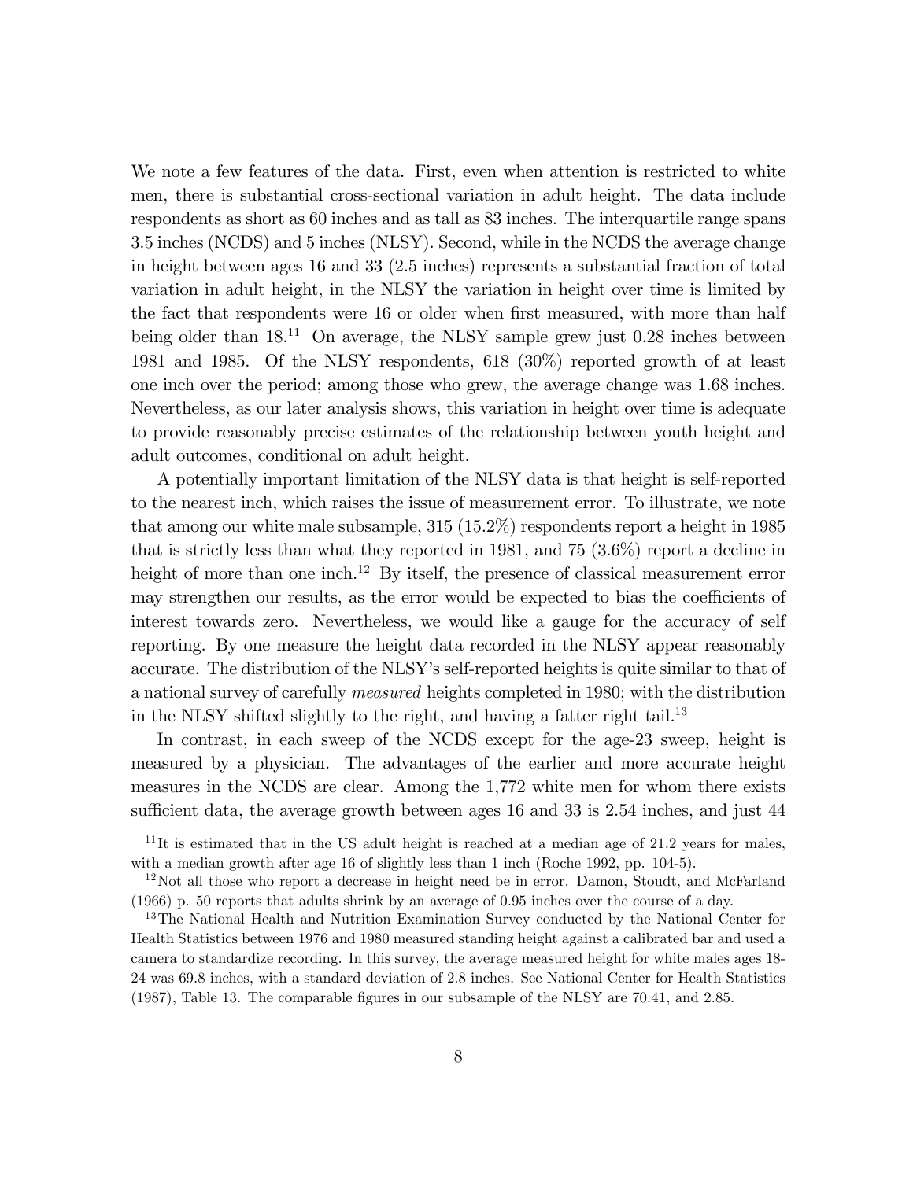We note a few features of the data. First, even when attention is restricted to white men, there is substantial cross-sectional variation in adult height. The data include respondents as short as 60 inches and as tall as 83 inches. The interquartile range spans 3.5 inches (NCDS) and 5 inches (NLSY). Second, while in the NCDS the average change in height between ages 16 and 33 (2.5 inches) represents a substantial fraction of total variation in adult height, in the NLSY the variation in height over time is limited by the fact that respondents were 16 or older when first measured, with more than half being older than 18.[11] On average, the NLSY sample grew just 0.28 inches between 1981 and 1985. Of the NLSY respondents, 618 (30%) reported growth of at least one inch over the period; among those who grew, the average change was 1.68 inches. Nevertheless, as our later analysis shows, this variation in height over time is adequate to provide reasonably precise estimates of the relationship between youth height and adult outcomes, conditional on adult height.

A potentially important limitation of the NLSY data is that height is self-reported to the nearest inch, which raises the issue of measurement error. To illustrate, we note that among our white male subsample, 315 (15.2%) respondents report a height in 1985 that is strictly less than what they reported in 1981, and 75 (3.6%) report a decline in height of more than one inch.[12] By itself, the presence of classical measurement error may strengthen our results, as the error would be expected to bias the coefficients of interest towards zero. Nevertheless, we would like a gauge for the accuracy of self reporting. By one measure the height data recorded in the NLSY appear reasonably accurate. The distribution of the NLSY's self-reported heights is quite similar to that of a national survey of carefully *measured* heights completed in 1980; with the distribution in the NLSY shifted slightly to the right, and having a fatter right tail.[13]

In contrast, in each sweep of the NCDS except for the age-23 sweep, height is measured by a physician. The advantages of the earlier and more accurate height measures in the NCDS are clear. Among the 1,772 white men for whom there exists sufficient data, the average growth between ages 16 and 33 is 2.54 inches, and just 44

[11] It is estimated that in the US adult height is reached at a median age of 21.2 years for males, with a median growth after age 16 of slightly less than 1 inch (Roche 1992, pp. 104-5).

[12] Not all those who report a decrease in height need be in error. Damon, Stoudt, and McFarland (1966) p. 50 reports that adults shrink by an average of 0.95 inches over the course of a day.

[13] The National Health and Nutrition Examination Survey conducted by the National Center for Health Statistics between 1976 and 1980 measured standing height against a calibrated bar and used a camera to standardize recording. In this survey, the average measured height for white males ages 18-24 was 69.8 inches, with a standard deviation of 2.8 inches. See National Center for Health Statistics (1987), Table 13. The comparable figures in our subsample of the NLSY are 70.41, and 2.85.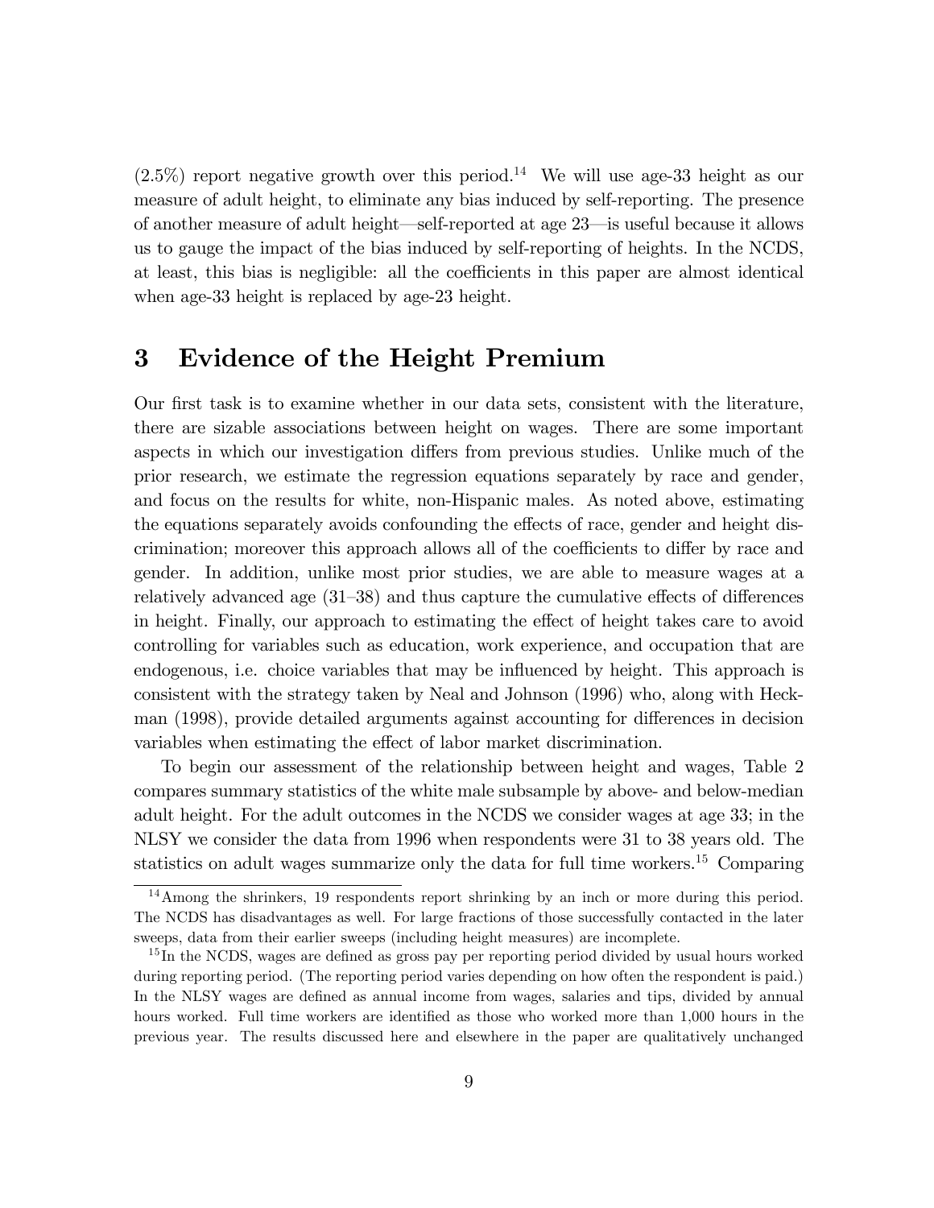(2.5%) report negative growth over this period.[14] We will use age-33 height as our measure of adult height, to eliminate any bias induced by self-reporting. The presence of another measure of adult height—self-reported at age 23—is useful because it allows us to gauge the impact of the bias induced by self-reporting of heights. In the NCDS, at least, this bias is negligible: all the coefficients in this paper are almost identical when age-33 height is replaced by age-23 height.

# 3 Evidence of the Height Premium

Our first task is to examine whether in our data sets, consistent with the literature, there are sizable associations between height on wages. There are some important aspects in which our investigation differs from previous studies. Unlike much of the prior research, we estimate the regression equations separately by race and gender, and focus on the results for white, non-Hispanic males. As noted above, estimating the equations separately avoids confounding the effects of race, gender and height discrimination; moreover this approach allows all of the coefficients to differ by race and gender. In addition, unlike most prior studies, we are able to measure wages at a relatively advanced age (31–38) and thus capture the cumulative effects of differences in height. Finally, our approach to estimating the effect of height takes care to avoid controlling for variables such as education, work experience, and occupation that are endogenous, i.e. choice variables that may be influenced by height. This approach is consistent with the strategy taken by Neal and Johnson (1996) who, along with Heckman (1998), provide detailed arguments against accounting for differences in decision variables when estimating the effect of labor market discrimination.

To begin our assessment of the relationship between height and wages, Table 2 compares summary statistics of the white male subsample by above- and below-median adult height. For the adult outcomes in the NCDS we consider wages at age 33; in the NLSY we consider the data from 1996 when respondents were 31 to 38 years old. The statistics on adult wages summarize only the data for full time workers.[15] Comparing

[14] Among the shrinkers, 19 respondents report shrinking by an inch or more during this period. The NCDS has disadvantages as well. For large fractions of those successfully contacted in the later sweeps, data from their earlier sweeps (including height measures) are incomplete.

[15] In the NCDS, wages are defined as gross pay per reporting period divided by usual hours worked during reporting period. (The reporting period varies depending on how often the respondent is paid.) In the NLSY wages are defined as annual income from wages, salaries and tips, divided by annual hours worked. Full time workers are identified as those who worked more than 1,000 hours in the previous year. The results discussed here and elsewhere in the paper are qualitatively unchanged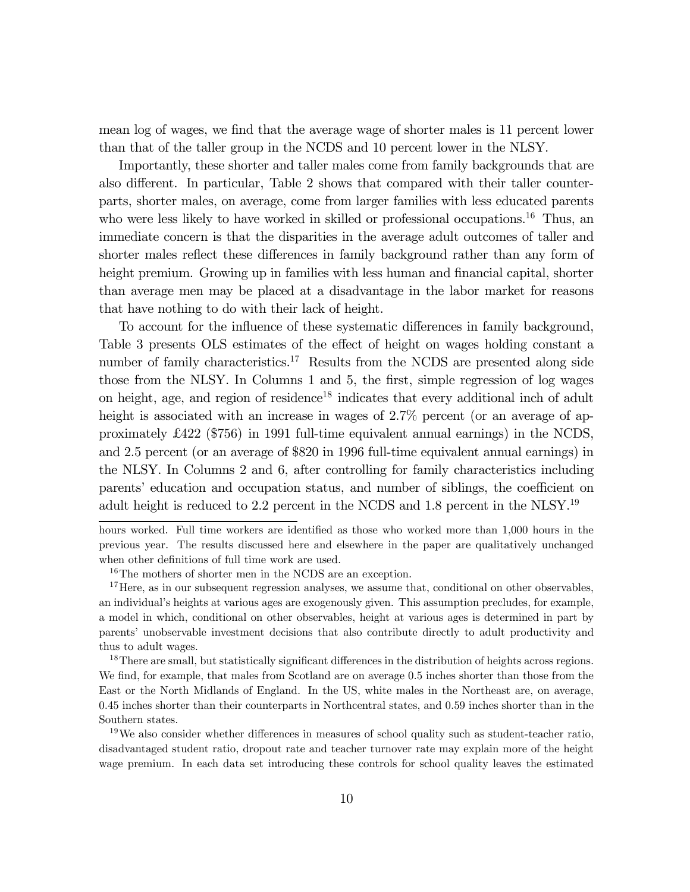mean log of wages, we find that the average wage of shorter males is 11 percent lower than that of the taller group in the NCDS and 10 percent lower in the NLSY.

Importantly, these shorter and taller males come from family backgrounds that are also different. In particular, Table 2 shows that compared with their taller counterparts, shorter males, on average, come from larger families with less educated parents who were less likely to have worked in skilled or professional occupations.[16] Thus, an immediate concern is that the disparities in the average adult outcomes of taller and shorter males reflect these differences in family background rather than any form of height premium. Growing up in families with less human and financial capital, shorter than average men may be placed at a disadvantage in the labor market for reasons that have nothing to do with their lack of height.

To account for the influence of these systematic differences in family background, Table 3 presents OLS estimates of the effect of height on wages holding constant a number of family characteristics.[17] Results from the NCDS are presented along side those from the NLSY. In Columns 1 and 5, the first, simple regression of log wages on height, age, and region of residence[18] indicates that every additional inch of adult height is associated with an increase in wages of 2.7% percent (or an average of approximately £422 ($756) in 1991 full-time equivalent annual earnings) in the NCDS, and 2.5 percent (or an average of $820 in 1996 full-time equivalent annual earnings) in the NLSY. In Columns 2 and 6, after controlling for family characteristics including parents' education and occupation status, and number of siblings, the coefficient on adult height is reduced to 2.2 percent in the NCDS and 1.8 percent in the NLSY.[19]

---

hours worked. Full time workers are identified as those who worked more than 1,000 hours in the previous year. The results discussed here and elsewhere in the paper are qualitatively unchanged when other definitions of full time work are used.

[16] The mothers of shorter men in the NCDS are an exception.

[17] Here, as in our subsequent regression analyses, we assume that, conditional on other observables, an individual's heights at various ages are exogenously given. This assumption precludes, for example, a model in which, conditional on other observables, height at various ages is determined in part by parents' unobservable investment decisions that also contribute directly to adult productivity and thus to adult wages.

[18] There are small, but statistically significant differences in the distribution of heights across regions. We find, for example, that males from Scotland are on average 0.5 inches shorter than those from the East or the North Midlands of England. In the US, white males in the Northeast are, on average, 0.45 inches shorter than their counterparts in Northcentral states, and 0.59 inches shorter than in the Southern states.

[19] We also consider whether differences in measures of school quality such as student-teacher ratio, disadvantaged student ratio, dropout rate and teacher turnover rate may explain more of the height wage premium. In each data set introducing these controls for school quality leaves the estimated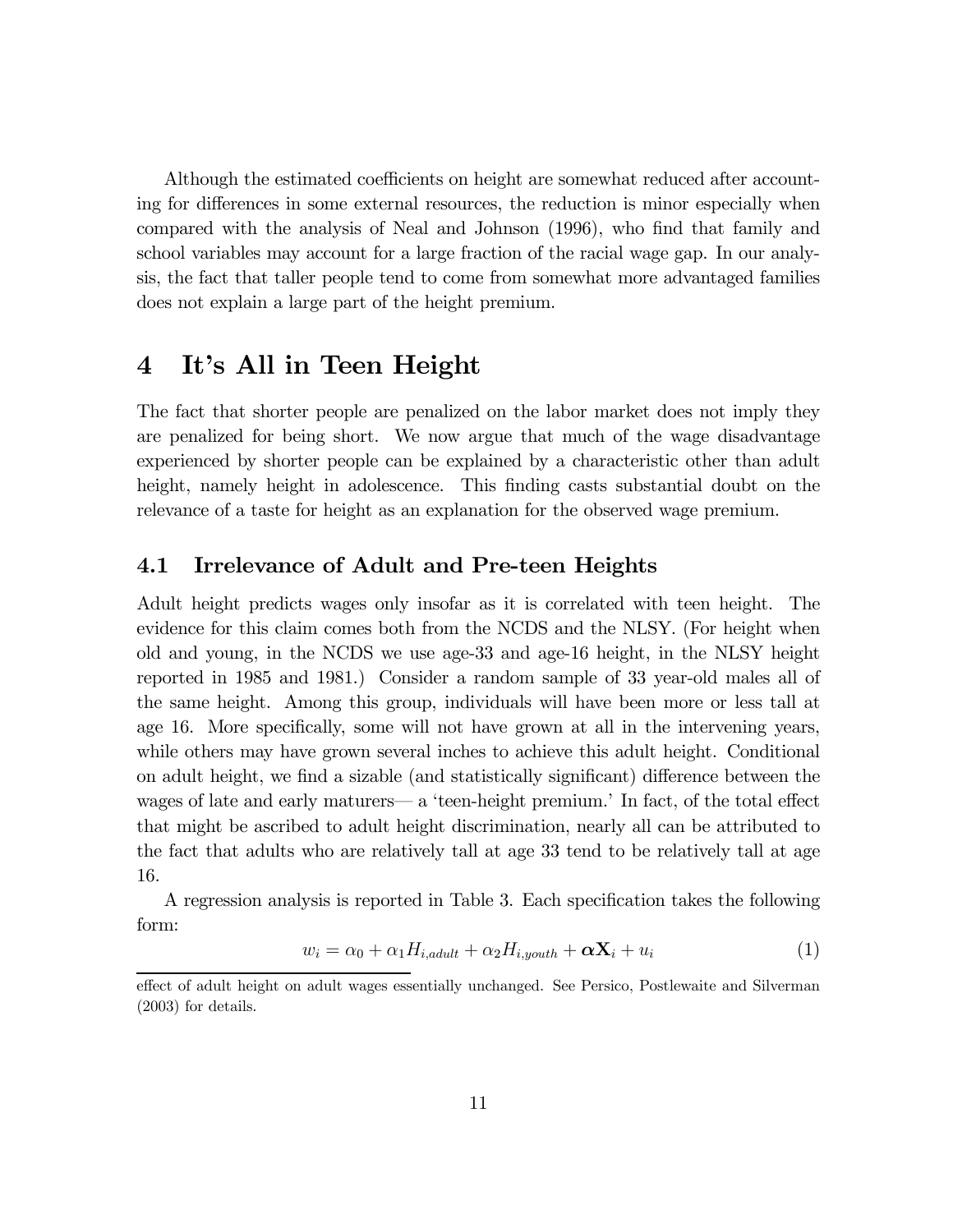Although the estimated coefficients on height are somewhat reduced after accounting for differences in some external resources, the reduction is minor especially when compared with the analysis of Neal and Johnson (1996), who find that family and school variables may account for a large fraction of the racial wage gap. In our analysis, the fact that taller people tend to come from somewhat more advantaged families does not explain a large part of the height premium.

# 4 It's All in Teen Height

The fact that shorter people are penalized on the labor market does not imply they are penalized for being short. We now argue that much of the wage disadvantage experienced by shorter people can be explained by a characteristic other than adult height, namely height in adolescence. This finding casts substantial doubt on the relevance of a taste for height as an explanation for the observed wage premium.

## 4.1 Irrelevance of Adult and Pre-teen Heights

Adult height predicts wages only insofar as it is correlated with teen height. The evidence for this claim comes both from the NCDS and the NLSY. (For height when old and young, in the NCDS we use age-33 and age-16 height, in the NLSY height reported in 1985 and 1981.) Consider a random sample of 33 year-old males all of the same height. Among this group, individuals will have been more or less tall at age 16. More specifically, some will not have grown at all in the intervening years, while others may have grown several inches to achieve this adult height. Conditional on adult height, we find a sizable (and statistically significant) difference between the wages of late and early maturers— a 'teen-height premium.' In fact, of the total effect that might be ascribed to adult height discrimination, nearly all can be attributed to the fact that adults who are relatively tall at age 33 tend to be relatively tall at age 16.

A regression analysis is reported in Table 3. Each specification takes the following form:

$$w_i = \alpha_0 + \alpha_1 H_{i,adult} + \alpha_2 H_{i,youth} + \boldsymbol{\alpha}\mathbf{X}_i + u_i \tag{1}$$

effect of adult height on adult wages essentially unchanged. See Persico, Postlewaite and Silverman (2003) for details.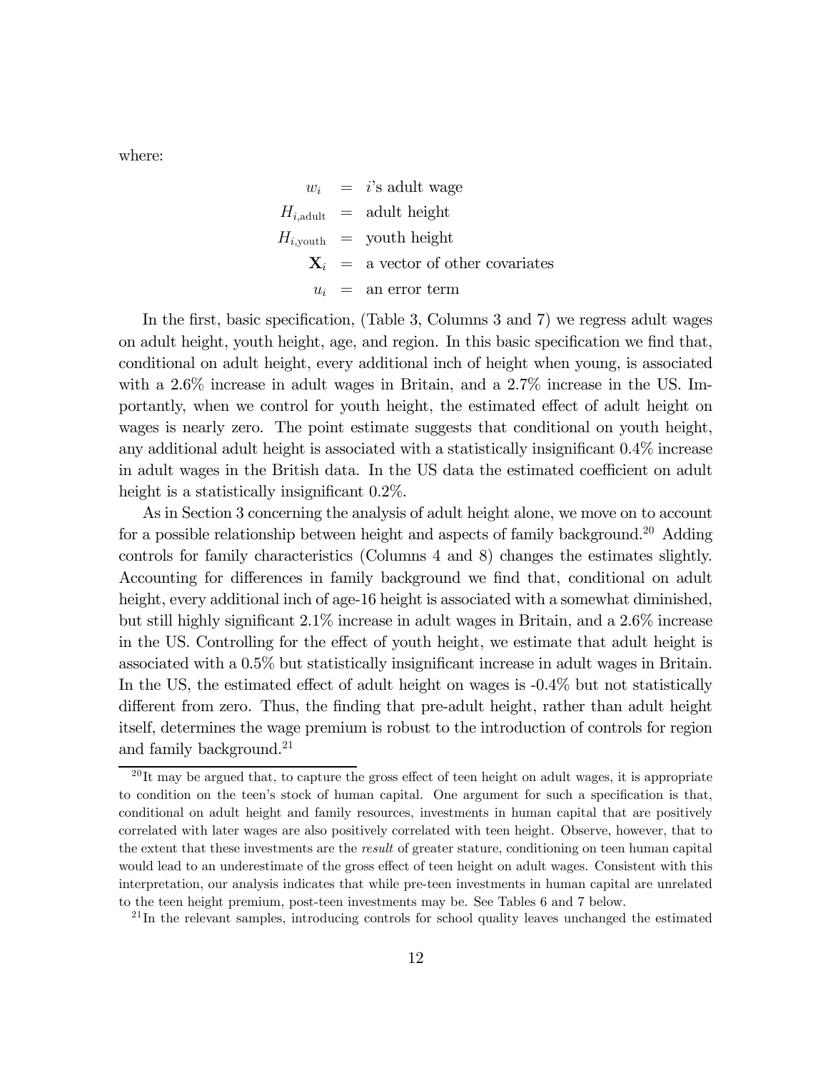where:

$$
\begin{aligned}
w_i &= i\text{'s adult wage} \\
H_{i,\text{adult}} &= \text{adult height} \\
H_{i,\text{youth}} &= \text{youth height} \\
\mathbf{X}_i &= \text{a vector of other covariates} \\
u_i &= \text{an error term}
\end{aligned}
$$

In the first, basic specification, (Table 3, Columns 3 and 7) we regress adult wages on adult height, youth height, age, and region. In this basic specification we find that, conditional on adult height, every additional inch of height when young, is associated with a 2.6% increase in adult wages in Britain, and a 2.7% increase in the US. Importantly, when we control for youth height, the estimated effect of adult height on wages is nearly zero. The point estimate suggests that conditional on youth height, any additional adult height is associated with a statistically insignificant 0.4% increase in adult wages in the British data. In the US data the estimated coefficient on adult height is a statistically insignificant 0.2%.

As in Section 3 concerning the analysis of adult height alone, we move on to account for a possible relationship between height and aspects of family background.[20] Adding controls for family characteristics (Columns 4 and 8) changes the estimates slightly. Accounting for differences in family background we find that, conditional on adult height, every additional inch of age-16 height is associated with a somewhat diminished, but still highly significant 2.1% increase in adult wages in Britain, and a 2.6% increase in the US. Controlling for the effect of youth height, we estimate that adult height is associated with a 0.5% but statistically insignificant increase in adult wages in Britain. In the US, the estimated effect of adult height on wages is -0.4% but not statistically different from zero. Thus, the finding that pre-adult height, rather than adult height itself, determines the wage premium is robust to the introduction of controls for region and family background.[21]

[20] It may be argued that, to capture the gross effect of teen height on adult wages, it is appropriate to condition on the teen's stock of human capital. One argument for such a specification is that, conditional on adult height and family resources, investments in human capital that are positively correlated with later wages are also positively correlated with teen height. Observe, however, that to the extent that these investments are the *result* of greater stature, conditioning on teen human capital would lead to an underestimate of the gross effect of teen height on adult wages. Consistent with this interpretation, our analysis indicates that while pre-teen investments in human capital are unrelated to the teen height premium, post-teen investments may be. See Tables 6 and 7 below.

[21] In the relevant samples, introducing controls for school quality leaves unchanged the estimated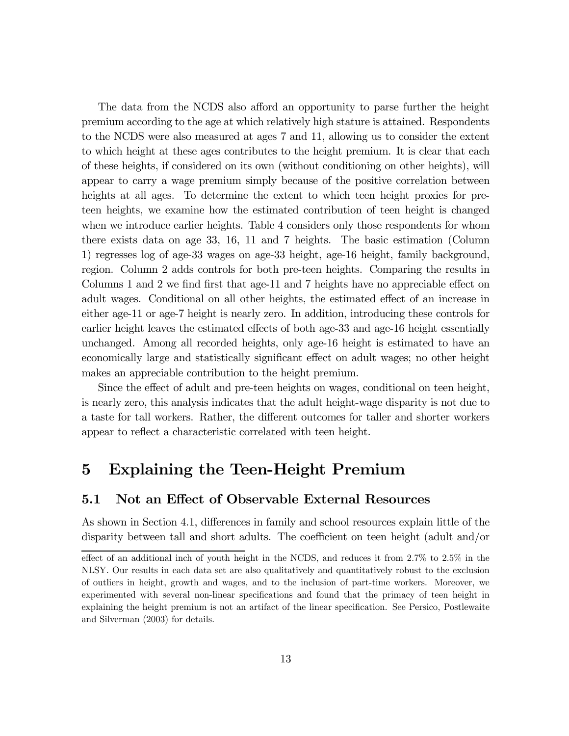The data from the NCDS also afford an opportunity to parse further the height premium according to the age at which relatively high stature is attained. Respondents to the NCDS were also measured at ages 7 and 11, allowing us to consider the extent to which height at these ages contributes to the height premium. It is clear that each of these heights, if considered on its own (without conditioning on other heights), will appear to carry a wage premium simply because of the positive correlation between heights at all ages. To determine the extent to which teen height proxies for pre-teen heights, we examine how the estimated contribution of teen height is changed when we introduce earlier heights. Table 4 considers only those respondents for whom there exists data on age 33, 16, 11 and 7 heights. The basic estimation (Column 1) regresses log of age-33 wages on age-33 height, age-16 height, family background, region. Column 2 adds controls for both pre-teen heights. Comparing the results in Columns 1 and 2 we find first that age-11 and 7 heights have no appreciable effect on adult wages. Conditional on all other heights, the estimated effect of an increase in either age-11 or age-7 height is nearly zero. In addition, introducing these controls for earlier height leaves the estimated effects of both age-33 and age-16 height essentially unchanged. Among all recorded heights, only age-16 height is estimated to have an economically large and statistically significant effect on adult wages; no other height makes an appreciable contribution to the height premium.

Since the effect of adult and pre-teen heights on wages, conditional on teen height, is nearly zero, this analysis indicates that the adult height-wage disparity is not due to a taste for tall workers. Rather, the different outcomes for taller and shorter workers appear to reflect a characteristic correlated with teen height.

# 5 Explaining the Teen-Height Premium

## 5.1 Not an Effect of Observable External Resources

As shown in Section 4.1, differences in family and school resources explain little of the disparity between tall and short adults. The coefficient on teen height (adult and/or

effect of an additional inch of youth height in the NCDS, and reduces it from 2.7% to 2.5% in the NLSY. Our results in each data set are also qualitatively and quantitatively robust to the exclusion of outliers in height, growth and wages, and to the inclusion of part-time workers. Moreover, we experimented with several non-linear specifications and found that the primacy of teen height in explaining the height premium is not an artifact of the linear specification. See Persico, Postlewaite and Silverman (2003) for details.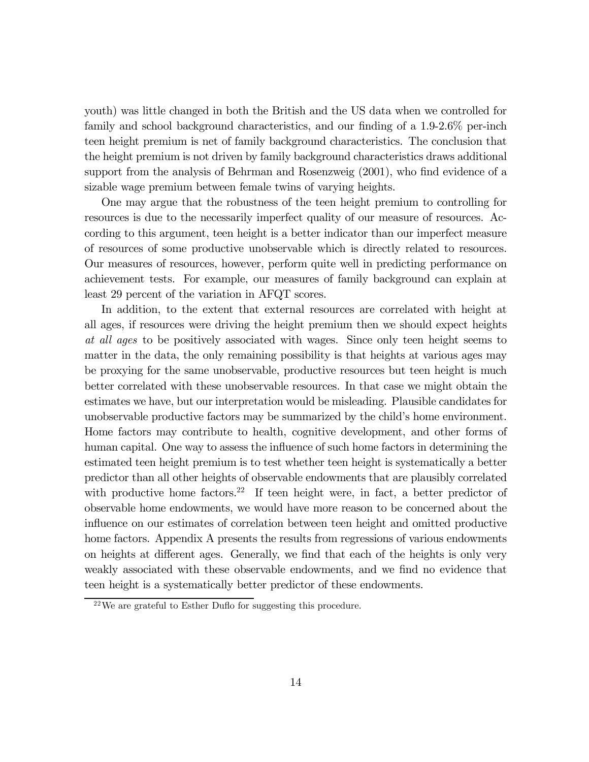youth) was little changed in both the British and the US data when we controlled for family and school background characteristics, and our finding of a 1.9-2.6% per-inch teen height premium is net of family background characteristics. The conclusion that the height premium is not driven by family background characteristics draws additional support from the analysis of Behrman and Rosenzweig (2001), who find evidence of a sizable wage premium between female twins of varying heights.

One may argue that the robustness of the teen height premium to controlling for resources is due to the necessarily imperfect quality of our measure of resources. According to this argument, teen height is a better indicator than our imperfect measure of resources of some productive unobservable which is directly related to resources. Our measures of resources, however, perform quite well in predicting performance on achievement tests. For example, our measures of family background can explain at least 29 percent of the variation in AFQT scores.

In addition, to the extent that external resources are correlated with height at all ages, if resources were driving the height premium then we should expect heights *at all ages* to be positively associated with wages. Since only teen height seems to matter in the data, the only remaining possibility is that heights at various ages may be proxying for the same unobservable, productive resources but teen height is much better correlated with these unobservable resources. In that case we might obtain the estimates we have, but our interpretation would be misleading. Plausible candidates for unobservable productive factors may be summarized by the child's home environment. Home factors may contribute to health, cognitive development, and other forms of human capital. One way to assess the influence of such home factors in determining the estimated teen height premium is to test whether teen height is systematically a better predictor than all other heights of observable endowments that are plausibly correlated with productive home factors.[22] If teen height were, in fact, a better predictor of observable home endowments, we would have more reason to be concerned about the influence on our estimates of correlation between teen height and omitted productive home factors. Appendix A presents the results from regressions of various endowments on heights at different ages. Generally, we find that each of the heights is only very weakly associated with these observable endowments, and we find no evidence that teen height is a systematically better predictor of these endowments.

[22] We are grateful to Esther Duflo for suggesting this procedure.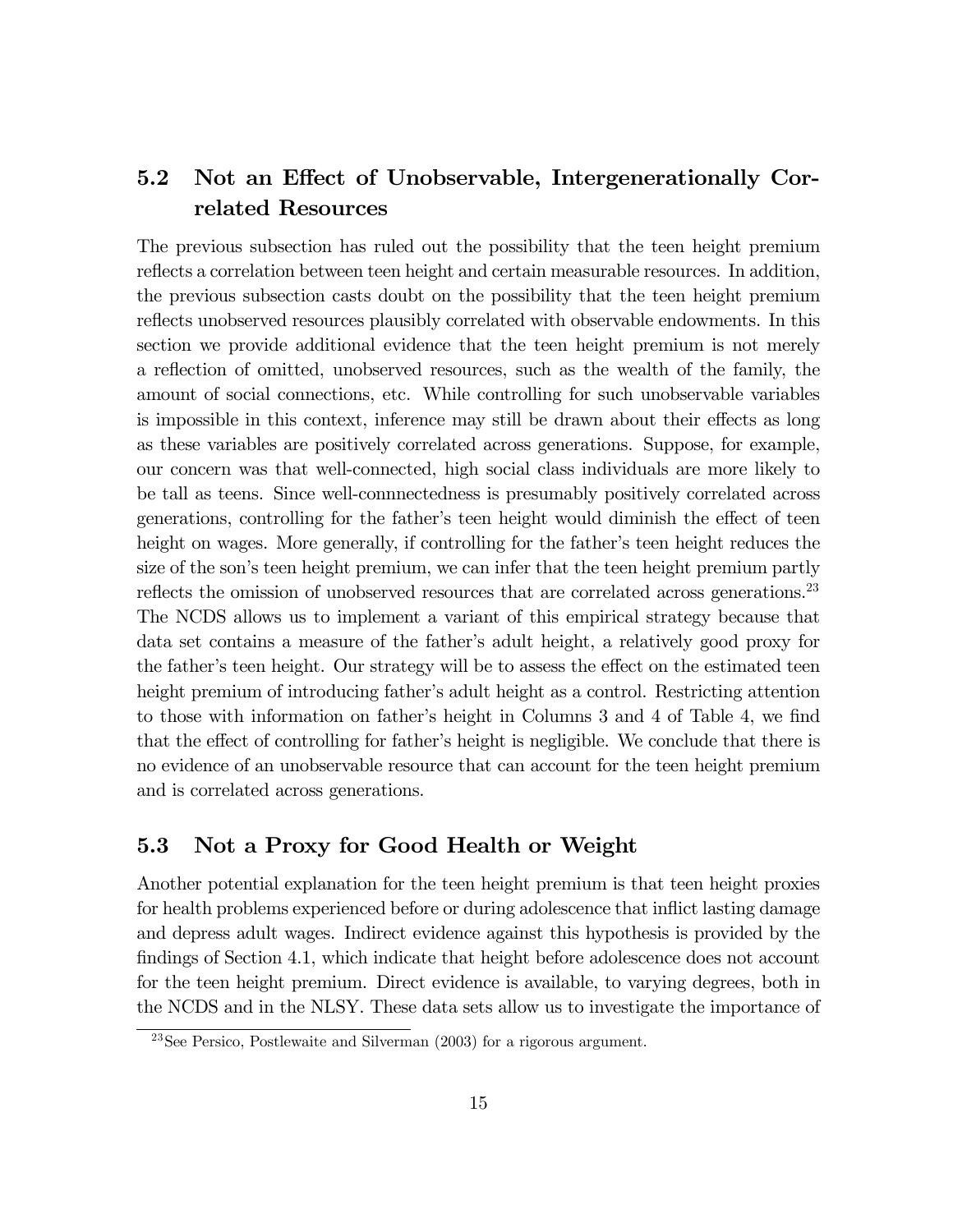## 5.2 Not an Effect of Unobservable, Intergenerationally Correlated Resources

The previous subsection has ruled out the possibility that the teen height premium reflects a correlation between teen height and certain measurable resources. In addition, the previous subsection casts doubt on the possibility that the teen height premium reflects unobserved resources plausibly correlated with observable endowments. In this section we provide additional evidence that the teen height premium is not merely a reflection of omitted, unobserved resources, such as the wealth of the family, the amount of social connections, etc. While controlling for such unobservable variables is impossible in this context, inference may still be drawn about their effects as long as these variables are positively correlated across generations. Suppose, for example, our concern was that well-connected, high social class individuals are more likely to be tall as teens. Since well-connnectedness is presumably positively correlated across generations, controlling for the father's teen height would diminish the effect of teen height on wages. More generally, if controlling for the father's teen height reduces the size of the son's teen height premium, we can infer that the teen height premium partly reflects the omission of unobserved resources that are correlated across generations.[23] The NCDS allows us to implement a variant of this empirical strategy because that data set contains a measure of the father's adult height, a relatively good proxy for the father's teen height. Our strategy will be to assess the effect on the estimated teen height premium of introducing father's adult height as a control. Restricting attention to those with information on father's height in Columns 3 and 4 of Table 4, we find that the effect of controlling for father's height is negligible. We conclude that there is no evidence of an unobservable resource that can account for the teen height premium and is correlated across generations.

## 5.3 Not a Proxy for Good Health or Weight

Another potential explanation for the teen height premium is that teen height proxies for health problems experienced before or during adolescence that inflict lasting damage and depress adult wages. Indirect evidence against this hypothesis is provided by the findings of Section 4.1, which indicate that height before adolescence does not account for the teen height premium. Direct evidence is available, to varying degrees, both in the NCDS and in the NLSY. These data sets allow us to investigate the importance of

[23] See Persico, Postlewaite and Silverman (2003) for a rigorous argument.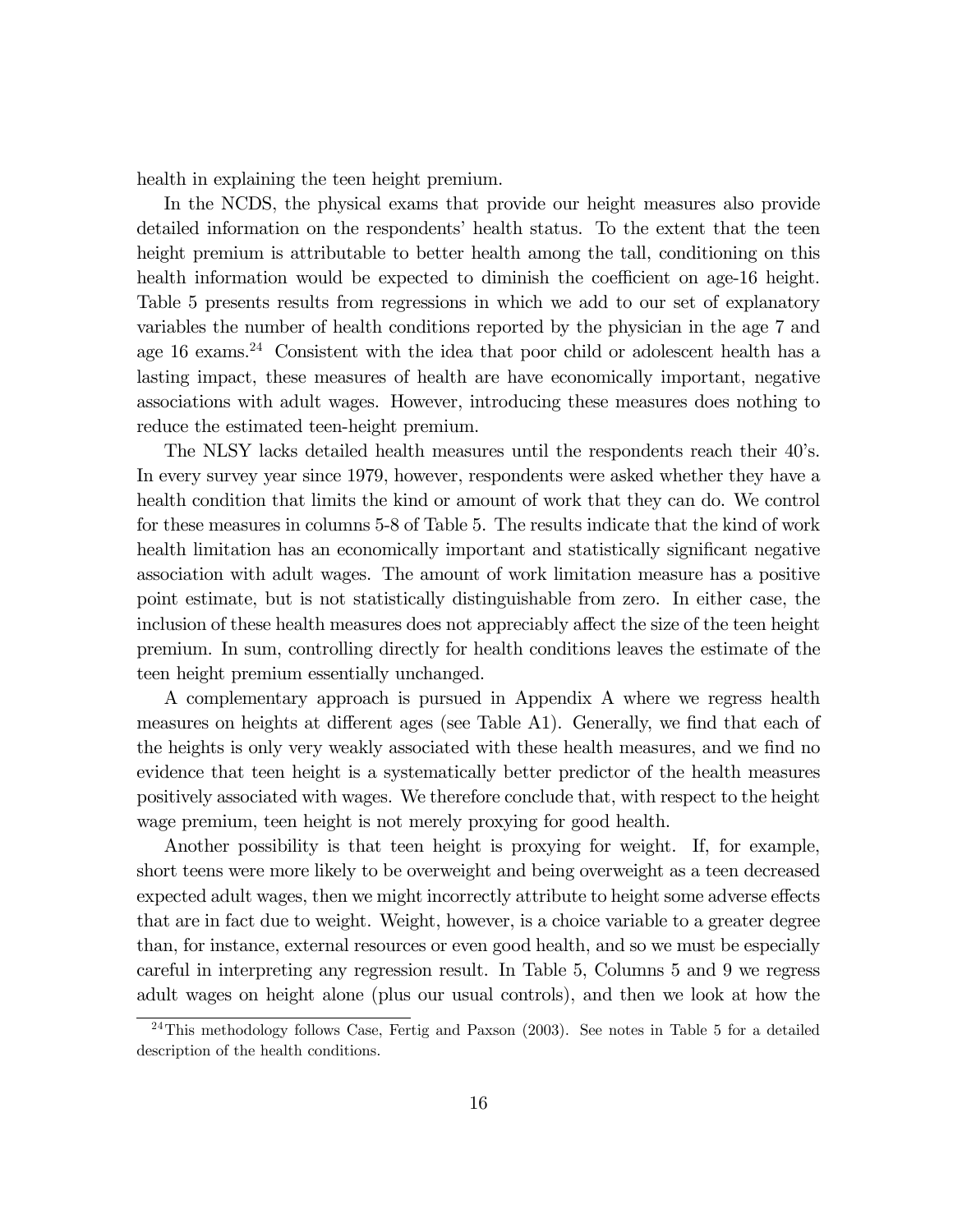health in explaining the teen height premium.

In the NCDS, the physical exams that provide our height measures also provide detailed information on the respondents' health status. To the extent that the teen height premium is attributable to better health among the tall, conditioning on this health information would be expected to diminish the coefficient on age-16 height. Table 5 presents results from regressions in which we add to our set of explanatory variables the number of health conditions reported by the physician in the age 7 and age 16 exams.[24] Consistent with the idea that poor child or adolescent health has a lasting impact, these measures of health are have economically important, negative associations with adult wages. However, introducing these measures does nothing to reduce the estimated teen-height premium.

The NLSY lacks detailed health measures until the respondents reach their 40's. In every survey year since 1979, however, respondents were asked whether they have a health condition that limits the kind or amount of work that they can do. We control for these measures in columns 5-8 of Table 5. The results indicate that the kind of work health limitation has an economically important and statistically significant negative association with adult wages. The amount of work limitation measure has a positive point estimate, but is not statistically distinguishable from zero. In either case, the inclusion of these health measures does not appreciably affect the size of the teen height premium. In sum, controlling directly for health conditions leaves the estimate of the teen height premium essentially unchanged.

A complementary approach is pursued in Appendix A where we regress health measures on heights at different ages (see Table A1). Generally, we find that each of the heights is only very weakly associated with these health measures, and we find no evidence that teen height is a systematically better predictor of the health measures positively associated with wages. We therefore conclude that, with respect to the height wage premium, teen height is not merely proxying for good health.

Another possibility is that teen height is proxying for weight. If, for example, short teens were more likely to be overweight and being overweight as a teen decreased expected adult wages, then we might incorrectly attribute to height some adverse effects that are in fact due to weight. Weight, however, is a choice variable to a greater degree than, for instance, external resources or even good health, and so we must be especially careful in interpreting any regression result. In Table 5, Columns 5 and 9 we regress adult wages on height alone (plus our usual controls), and then we look at how the

[24] This methodology follows Case, Fertig and Paxson (2003). See notes in Table 5 for a detailed description of the health conditions.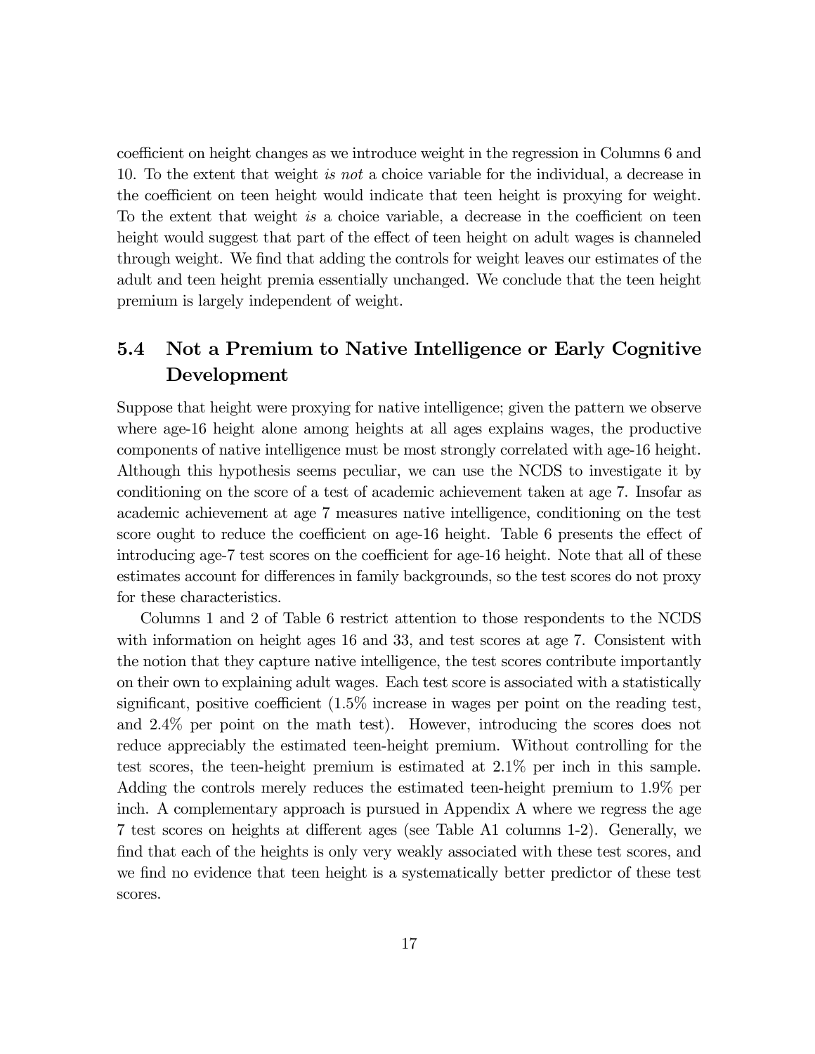coefficient on height changes as we introduce weight in the regression in Columns 6 and 10. To the extent that weight *is not* a choice variable for the individual, a decrease in the coefficient on teen height would indicate that teen height is proxying for weight. To the extent that weight *is* a choice variable, a decrease in the coefficient on teen height would suggest that part of the effect of teen height on adult wages is channeled through weight. We find that adding the controls for weight leaves our estimates of the adult and teen height premia essentially unchanged. We conclude that the teen height premium is largely independent of weight.

## 5.4 Not a Premium to Native Intelligence or Early Cognitive Development

Suppose that height were proxying for native intelligence; given the pattern we observe where age-16 height alone among heights at all ages explains wages, the productive components of native intelligence must be most strongly correlated with age-16 height. Although this hypothesis seems peculiar, we can use the NCDS to investigate it by conditioning on the score of a test of academic achievement taken at age 7. Insofar as academic achievement at age 7 measures native intelligence, conditioning on the test score ought to reduce the coefficient on age-16 height. Table 6 presents the effect of introducing age-7 test scores on the coefficient for age-16 height. Note that all of these estimates account for differences in family backgrounds, so the test scores do not proxy for these characteristics.

Columns 1 and 2 of Table 6 restrict attention to those respondents to the NCDS with information on height ages 16 and 33, and test scores at age 7. Consistent with the notion that they capture native intelligence, the test scores contribute importantly on their own to explaining adult wages. Each test score is associated with a statistically significant, positive coefficient (1.5% increase in wages per point on the reading test, and 2.4% per point on the math test). However, introducing the scores does not reduce appreciably the estimated teen-height premium. Without controlling for the test scores, the teen-height premium is estimated at 2.1% per inch in this sample. Adding the controls merely reduces the estimated teen-height premium to 1.9% per inch. A complementary approach is pursued in Appendix A where we regress the age 7 test scores on heights at different ages (see Table A1 columns 1-2). Generally, we find that each of the heights is only very weakly associated with these test scores, and we find no evidence that teen height is a systematically better predictor of these test scores.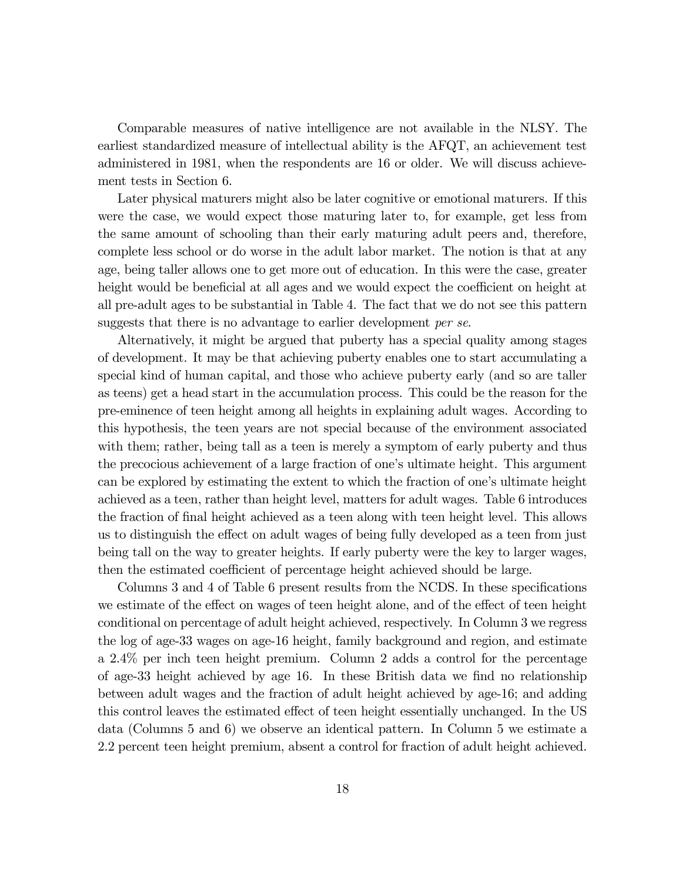Comparable measures of native intelligence are not available in the NLSY. The earliest standardized measure of intellectual ability is the AFQT, an achievement test administered in 1981, when the respondents are 16 or older. We will discuss achievement tests in Section 6.

Later physical maturers might also be later cognitive or emotional maturers. If this were the case, we would expect those maturing later to, for example, get less from the same amount of schooling than their early maturing adult peers and, therefore, complete less school or do worse in the adult labor market. The notion is that at any age, being taller allows one to get more out of education. In this were the case, greater height would be beneficial at all ages and we would expect the coefficient on height at all pre-adult ages to be substantial in Table 4. The fact that we do not see this pattern suggests that there is no advantage to earlier development *per se*.

Alternatively, it might be argued that puberty has a special quality among stages of development. It may be that achieving puberty enables one to start accumulating a special kind of human capital, and those who achieve puberty early (and so are taller as teens) get a head start in the accumulation process. This could be the reason for the pre-eminence of teen height among all heights in explaining adult wages. According to this hypothesis, the teen years are not special because of the environment associated with them; rather, being tall as a teen is merely a symptom of early puberty and thus the precocious achievement of a large fraction of one's ultimate height. This argument can be explored by estimating the extent to which the fraction of one's ultimate height achieved as a teen, rather than height level, matters for adult wages. Table 6 introduces the fraction of final height achieved as a teen along with teen height level. This allows us to distinguish the effect on adult wages of being fully developed as a teen from just being tall on the way to greater heights. If early puberty were the key to larger wages, then the estimated coefficient of percentage height achieved should be large.

Columns 3 and 4 of Table 6 present results from the NCDS. In these specifications we estimate of the effect on wages of teen height alone, and of the effect of teen height conditional on percentage of adult height achieved, respectively. In Column 3 we regress the log of age-33 wages on age-16 height, family background and region, and estimate a 2.4% per inch teen height premium. Column 2 adds a control for the percentage of age-33 height achieved by age 16. In these British data we find no relationship between adult wages and the fraction of adult height achieved by age-16; and adding this control leaves the estimated effect of teen height essentially unchanged. In the US data (Columns 5 and 6) we observe an identical pattern. In Column 5 we estimate a 2.2 percent teen height premium, absent a control for fraction of adult height achieved.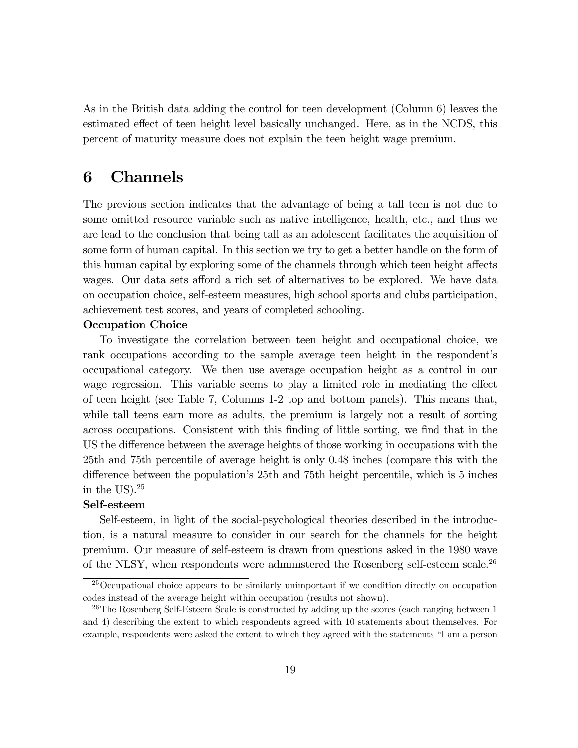As in the British data adding the control for teen development (Column 6) leaves the estimated effect of teen height level basically unchanged. Here, as in the NCDS, this percent of maturity measure does not explain the teen height wage premium.

# 6 Channels

The previous section indicates that the advantage of being a tall teen is not due to some omitted resource variable such as native intelligence, health, etc., and thus we are lead to the conclusion that being tall as an adolescent facilitates the acquisition of some form of human capital. In this section we try to get a better handle on the form of this human capital by exploring some of the channels through which teen height affects wages. Our data sets afford a rich set of alternatives to be explored. We have data on occupation choice, self-esteem measures, high school sports and clubs participation, achievement test scores, and years of completed schooling.

**Occupation Choice**

To investigate the correlation between teen height and occupational choice, we rank occupations according to the sample average teen height in the respondent's occupational category. We then use average occupation height as a control in our wage regression. This variable seems to play a limited role in mediating the effect of teen height (see Table 7, Columns 1-2 top and bottom panels). This means that, while tall teens earn more as adults, the premium is largely not a result of sorting across occupations. Consistent with this finding of little sorting, we find that in the US the difference between the average heights of those working in occupations with the 25th and 75th percentile of average height is only 0.48 inches (compare this with the difference between the population's 25th and 75th height percentile, which is 5 inches in the US).[25]

**Self-esteem**

Self-esteem, in light of the social-psychological theories described in the introduction, is a natural measure to consider in our search for the channels for the height premium. Our measure of self-esteem is drawn from questions asked in the 1980 wave of the NLSY, when respondents were administered the Rosenberg self-esteem scale.[26]

[25] Occupational choice appears to be similarly unimportant if we condition directly on occupation codes instead of the average height within occupation (results not shown).

[26] The Rosenberg Self-Esteem Scale is constructed by adding up the scores (each ranging between 1 and 4) describing the extent to which respondents agreed with 10 statements about themselves. For example, respondents were asked the extent to which they agreed with the statements "I am a person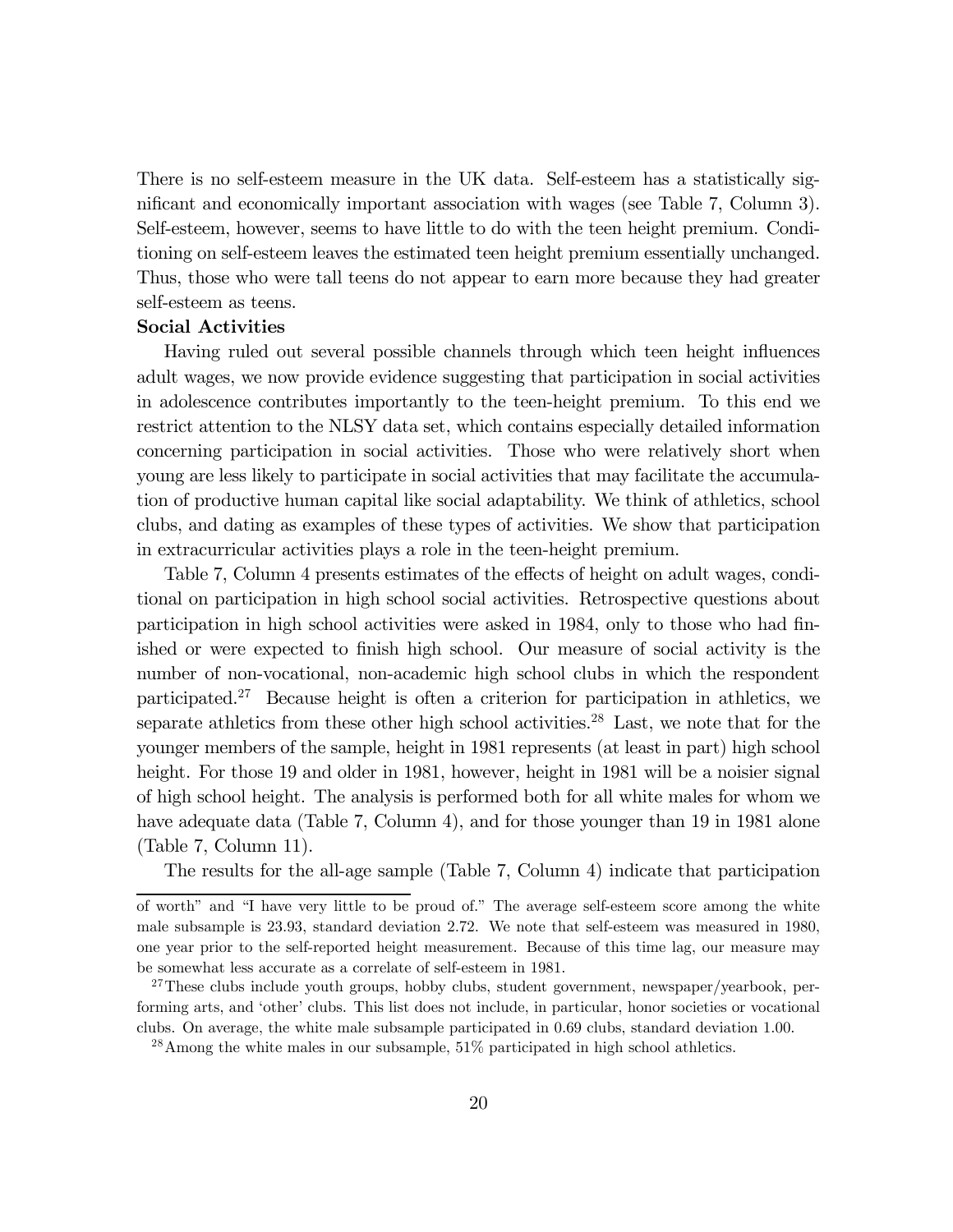There is no self-esteem measure in the UK data. Self-esteem has a statistically significant and economically important association with wages (see Table 7, Column 3). Self-esteem, however, seems to have little to do with the teen height premium. Conditioning on self-esteem leaves the estimated teen height premium essentially unchanged. Thus, those who were tall teens do not appear to earn more because they had greater self-esteem as teens.

**Social Activities**

Having ruled out several possible channels through which teen height influences adult wages, we now provide evidence suggesting that participation in social activities in adolescence contributes importantly to the teen-height premium. To this end we restrict attention to the NLSY data set, which contains especially detailed information concerning participation in social activities. Those who were relatively short when young are less likely to participate in social activities that may facilitate the accumulation of productive human capital like social adaptability. We think of athletics, school clubs, and dating as examples of these types of activities. We show that participation in extracurricular activities plays a role in the teen-height premium.

Table 7, Column 4 presents estimates of the effects of height on adult wages, conditional on participation in high school social activities. Retrospective questions about participation in high school activities were asked in 1984, only to those who had finished or were expected to finish high school. Our measure of social activity is the number of non-vocational, non-academic high school clubs in which the respondent participated.[27] Because height is often a criterion for participation in athletics, we separate athletics from these other high school activities.[28] Last, we note that for the younger members of the sample, height in 1981 represents (at least in part) high school height. For those 19 and older in 1981, however, height in 1981 will be a noisier signal of high school height. The analysis is performed both for all white males for whom we have adequate data (Table 7, Column 4), and for those younger than 19 in 1981 alone (Table 7, Column 11).

The results for the all-age sample (Table 7, Column 4) indicate that participation

of worth" and "I have very little to be proud of." The average self-esteem score among the white male subsample is 23.93, standard deviation 2.72. We note that self-esteem was measured in 1980, one year prior to the self-reported height measurement. Because of this time lag, our measure may be somewhat less accurate as a correlate of self-esteem in 1981.

[27] These clubs include youth groups, hobby clubs, student government, newspaper/yearbook, performing arts, and 'other' clubs. This list does not include, in particular, honor societies or vocational clubs. On average, the white male subsample participated in 0.69 clubs, standard deviation 1.00.

[28] Among the white males in our subsample, 51% participated in high school athletics.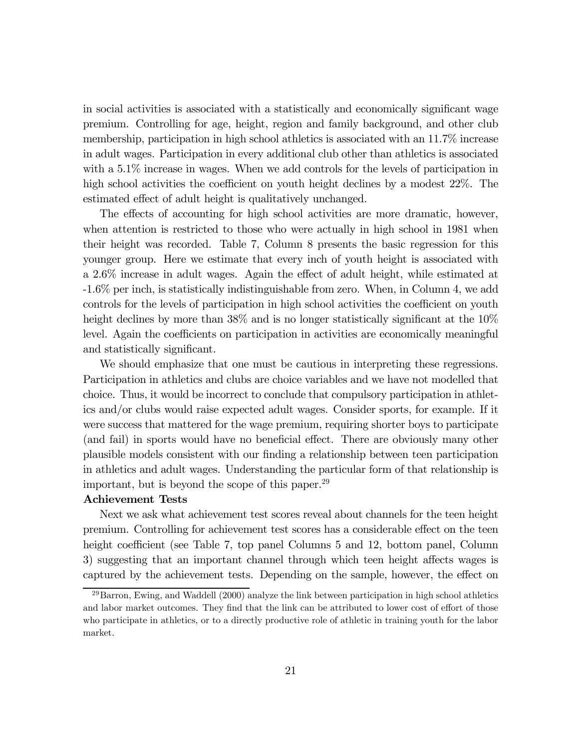in social activities is associated with a statistically and economically significant wage premium. Controlling for age, height, region and family background, and other club membership, participation in high school athletics is associated with an 11.7% increase in adult wages. Participation in every additional club other than athletics is associated with a 5.1% increase in wages. When we add controls for the levels of participation in high school activities the coefficient on youth height declines by a modest 22%. The estimated effect of adult height is qualitatively unchanged.

The effects of accounting for high school activities are more dramatic, however, when attention is restricted to those who were actually in high school in 1981 when their height was recorded. Table 7, Column 8 presents the basic regression for this younger group. Here we estimate that every inch of youth height is associated with a 2.6% increase in adult wages. Again the effect of adult height, while estimated at -1.6% per inch, is statistically indistinguishable from zero. When, in Column 4, we add controls for the levels of participation in high school activities the coefficient on youth height declines by more than 38% and is no longer statistically significant at the 10% level. Again the coefficients on participation in activities are economically meaningful and statistically significant.

We should emphasize that one must be cautious in interpreting these regressions. Participation in athletics and clubs are choice variables and we have not modelled that choice. Thus, it would be incorrect to conclude that compulsory participation in athletics and/or clubs would raise expected adult wages. Consider sports, for example. If it were success that mattered for the wage premium, requiring shorter boys to participate (and fail) in sports would have no beneficial effect. There are obviously many other plausible models consistent with our finding a relationship between teen participation in athletics and adult wages. Understanding the particular form of that relationship is important, but is beyond the scope of this paper.[29]

**Achievement Tests**

Next we ask what achievement test scores reveal about channels for the teen height premium. Controlling for achievement test scores has a considerable effect on the teen height coefficient (see Table 7, top panel Columns 5 and 12, bottom panel, Column 3) suggesting that an important channel through which teen height affects wages is captured by the achievement tests. Depending on the sample, however, the effect on

[29] Barron, Ewing, and Waddell (2000) analyze the link between participation in high school athletics and labor market outcomes. They find that the link can be attributed to lower cost of effort of those who participate in athletics, or to a directly productive role of athletic in training youth for the labor market.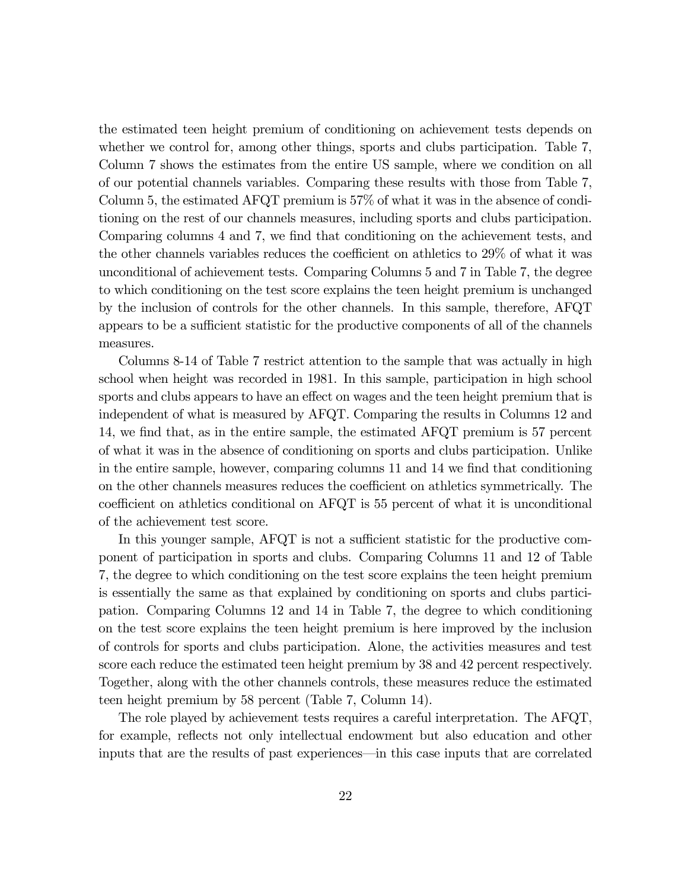the estimated teen height premium of conditioning on achievement tests depends on whether we control for, among other things, sports and clubs participation. Table 7, Column 7 shows the estimates from the entire US sample, where we condition on all of our potential channels variables. Comparing these results with those from Table 7, Column 5, the estimated AFQT premium is 57% of what it was in the absence of conditioning on the rest of our channels measures, including sports and clubs participation. Comparing columns 4 and 7, we find that conditioning on the achievement tests, and the other channels variables reduces the coefficient on athletics to 29% of what it was unconditional of achievement tests. Comparing Columns 5 and 7 in Table 7, the degree to which conditioning on the test score explains the teen height premium is unchanged by the inclusion of controls for the other channels. In this sample, therefore, AFQT appears to be a sufficient statistic for the productive components of all of the channels measures.

Columns 8-14 of Table 7 restrict attention to the sample that was actually in high school when height was recorded in 1981. In this sample, participation in high school sports and clubs appears to have an effect on wages and the teen height premium that is independent of what is measured by AFQT. Comparing the results in Columns 12 and 14, we find that, as in the entire sample, the estimated AFQT premium is 57 percent of what it was in the absence of conditioning on sports and clubs participation. Unlike in the entire sample, however, comparing columns 11 and 14 we find that conditioning on the other channels measures reduces the coefficient on athletics symmetrically. The coefficient on athletics conditional on AFQT is 55 percent of what it is unconditional of the achievement test score.

In this younger sample, AFQT is not a sufficient statistic for the productive component of participation in sports and clubs. Comparing Columns 11 and 12 of Table 7, the degree to which conditioning on the test score explains the teen height premium is essentially the same as that explained by conditioning on sports and clubs participation. Comparing Columns 12 and 14 in Table 7, the degree to which conditioning on the test score explains the teen height premium is here improved by the inclusion of controls for sports and clubs participation. Alone, the activities measures and test score each reduce the estimated teen height premium by 38 and 42 percent respectively. Together, along with the other channels controls, these measures reduce the estimated teen height premium by 58 percent (Table 7, Column 14).

The role played by achievement tests requires a careful interpretation. The AFQT, for example, reflects not only intellectual endowment but also education and other inputs that are the results of past experiences—in this case inputs that are correlated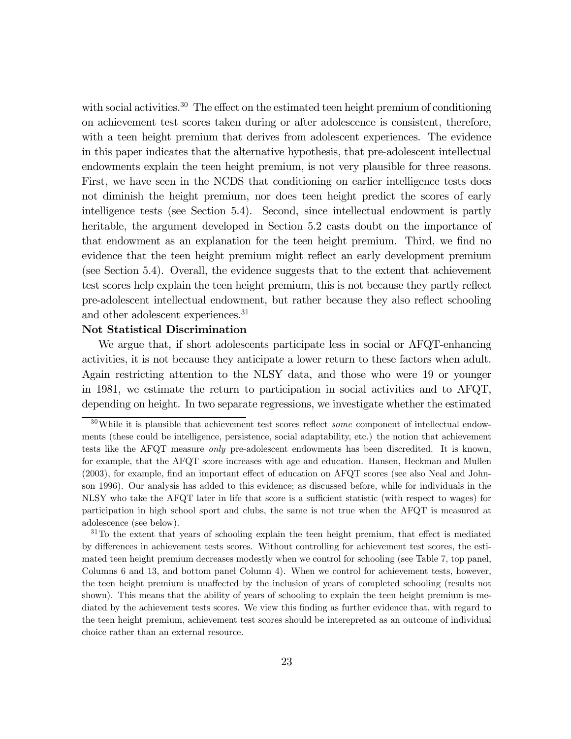with social activities.[30] The effect on the estimated teen height premium of conditioning on achievement test scores taken during or after adolescence is consistent, therefore, with a teen height premium that derives from adolescent experiences. The evidence in this paper indicates that the alternative hypothesis, that pre-adolescent intellectual endowments explain the teen height premium, is not very plausible for three reasons. First, we have seen in the NCDS that conditioning on earlier intelligence tests does not diminish the height premium, nor does teen height predict the scores of early intelligence tests (see Section 5.4). Second, since intellectual endowment is partly heritable, the argument developed in Section 5.2 casts doubt on the importance of that endowment as an explanation for the teen height premium. Third, we find no evidence that the teen height premium might reflect an early development premium (see Section 5.4). Overall, the evidence suggests that to the extent that achievement test scores help explain the teen height premium, this is not because they partly reflect pre-adolescent intellectual endowment, but rather because they also reflect schooling and other adolescent experiences.[31]

**Not Statistical Discrimination**

We argue that, if short adolescents participate less in social or AFQT-enhancing activities, it is not because they anticipate a lower return to these factors when adult. Again restricting attention to the NLSY data, and those who were 19 or younger in 1981, we estimate the return to participation in social activities and to AFQT, depending on height. In two separate regressions, we investigate whether the estimated

[30] While it is plausible that achievement test scores reflect *some* component of intellectual endowments (these could be intelligence, persistence, social adaptability, etc.) the notion that achievement tests like the AFQT measure *only* pre-adolescent endowments has been discredited. It is known, for example, that the AFQT score increases with age and education. Hansen, Heckman and Mullen (2003), for example, find an important effect of education on AFQT scores (see also Neal and Johnson 1996). Our analysis has added to this evidence; as discussed before, while for individuals in the NLSY who take the AFQT later in life that score is a sufficient statistic (with respect to wages) for participation in high school sport and clubs, the same is not true when the AFQT is measured at adolescence (see below).

[31] To the extent that years of schooling explain the teen height premium, that effect is mediated by differences in achievement tests scores. Without controlling for achievement test scores, the estimated teen height premium decreases modestly when we control for schooling (see Table 7, top panel, Columns 6 and 13, and bottom panel Column 4). When we control for achievement tests, however, the teen height premium is unaffected by the inclusion of years of completed schooling (results not shown). This means that the ability of years of schooling to explain the teen height premium is mediated by the achievement tests scores. We view this finding as further evidence that, with regard to the teen height premium, achievement test scores should be interepreted as an outcome of individual choice rather than an external resource.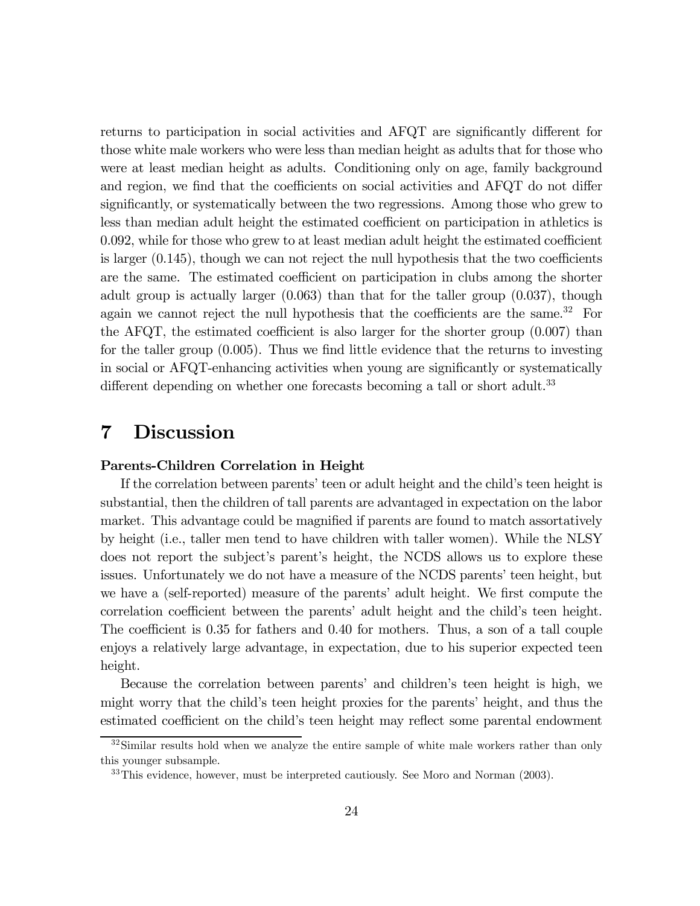returns to participation in social activities and AFQT are significantly different for those white male workers who were less than median height as adults that for those who were at least median height as adults. Conditioning only on age, family background and region, we find that the coefficients on social activities and AFQT do not differ significantly, or systematically between the two regressions. Among those who grew to less than median adult height the estimated coefficient on participation in athletics is 0.092, while for those who grew to at least median adult height the estimated coefficient is larger (0.145), though we can not reject the null hypothesis that the two coefficients are the same. The estimated coefficient on participation in clubs among the shorter adult group is actually larger (0.063) than that for the taller group (0.037), though again we cannot reject the null hypothesis that the coefficients are the same.[32] For the AFQT, the estimated coefficient is also larger for the shorter group (0.007) than for the taller group (0.005). Thus we find little evidence that the returns to investing in social or AFQT-enhancing activities when young are significantly or systematically different depending on whether one forecasts becoming a tall or short adult.[33]

# 7 Discussion

**Parents-Children Correlation in Height**

If the correlation between parents' teen or adult height and the child's teen height is substantial, then the children of tall parents are advantaged in expectation on the labor market. This advantage could be magnified if parents are found to match assortatively by height (i.e., taller men tend to have children with taller women). While the NLSY does not report the subject's parent's height, the NCDS allows us to explore these issues. Unfortunately we do not have a measure of the NCDS parents' teen height, but we have a (self-reported) measure of the parents' adult height. We first compute the correlation coefficient between the parents' adult height and the child's teen height. The coefficient is 0.35 for fathers and 0.40 for mothers. Thus, a son of a tall couple enjoys a relatively large advantage, in expectation, due to his superior expected teen height.

Because the correlation between parents' and children's teen height is high, we might worry that the child's teen height proxies for the parents' height, and thus the estimated coefficient on the child's teen height may reflect some parental endowment

[32] Similar results hold when we analyze the entire sample of white male workers rather than only this younger subsample.

[33] This evidence, however, must be interpreted cautiously. See Moro and Norman (2003).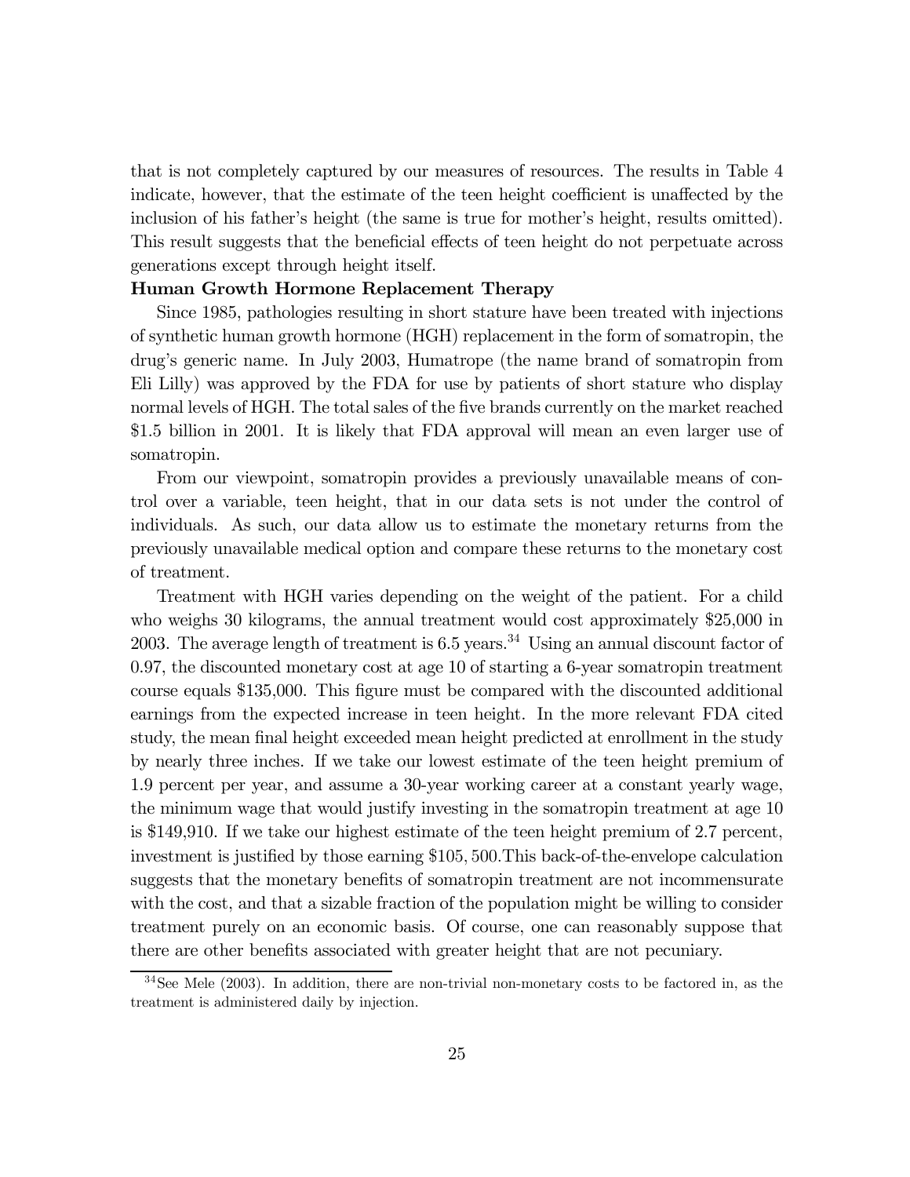that is not completely captured by our measures of resources. The results in Table 4 indicate, however, that the estimate of the teen height coefficient is unaffected by the inclusion of his father's height (the same is true for mother's height, results omitted). This result suggests that the beneficial effects of teen height do not perpetuate across generations except through height itself.

**Human Growth Hormone Replacement Therapy**

Since 1985, pathologies resulting in short stature have been treated with injections of synthetic human growth hormone (HGH) replacement in the form of somatropin, the drug's generic name. In July 2003, Humatrope (the name brand of somatropin from Eli Lilly) was approved by the FDA for use by patients of short stature who display normal levels of HGH. The total sales of the five brands currently on the market reached \$1.5 billion in 2001. It is likely that FDA approval will mean an even larger use of somatropin.

From our viewpoint, somatropin provides a previously unavailable means of control over a variable, teen height, that in our data sets is not under the control of individuals. As such, our data allow us to estimate the monetary returns from the previously unavailable medical option and compare these returns to the monetary cost of treatment.

Treatment with HGH varies depending on the weight of the patient. For a child who weighs 30 kilograms, the annual treatment would cost approximately \$25,000 in 2003. The average length of treatment is 6.5 years.[34] Using an annual discount factor of 0.97, the discounted monetary cost at age 10 of starting a 6-year somatropin treatment course equals \$135,000. This figure must be compared with the discounted additional earnings from the expected increase in teen height. In the more relevant FDA cited study, the mean final height exceeded mean height predicted at enrollment in the study by nearly three inches. If we take our lowest estimate of the teen height premium of 1.9 percent per year, and assume a 30-year working career at a constant yearly wage, the minimum wage that would justify investing in the somatropin treatment at age 10 is \$149,910. If we take our highest estimate of the teen height premium of 2.7 percent, investment is justified by those earning \$105,500. This back-of-the-envelope calculation suggests that the monetary benefits of somatropin treatment are not incommensurate with the cost, and that a sizable fraction of the population might be willing to consider treatment purely on an economic basis. Of course, one can reasonably suppose that there are other benefits associated with greater height that are not pecuniary.

[34] See Mele (2003). In addition, there are non-trivial non-monetary costs to be factored in, as the treatment is administered daily by injection.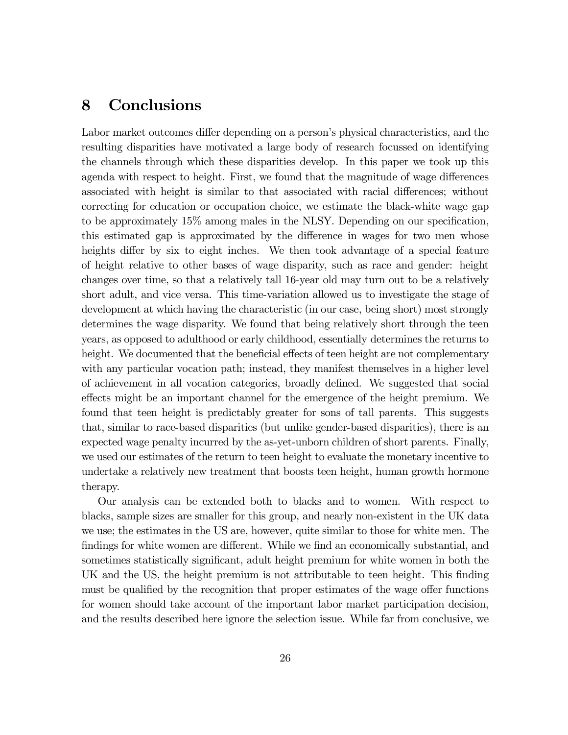## 8 Conclusions

Labor market outcomes differ depending on a person's physical characteristics, and the resulting disparities have motivated a large body of research focussed on identifying the channels through which these disparities develop. In this paper we took up this agenda with respect to height. First, we found that the magnitude of wage differences associated with height is similar to that associated with racial differences; without correcting for education or occupation choice, we estimate the black-white wage gap to be approximately 15% among males in the NLSY. Depending on our specification, this estimated gap is approximated by the difference in wages for two men whose heights differ by six to eight inches. We then took advantage of a special feature of height relative to other bases of wage disparity, such as race and gender: height changes over time, so that a relatively tall 16-year old may turn out to be a relatively short adult, and vice versa. This time-variation allowed us to investigate the stage of development at which having the characteristic (in our case, being short) most strongly determines the wage disparity. We found that being relatively short through the teen years, as opposed to adulthood or early childhood, essentially determines the returns to height. We documented that the beneficial effects of teen height are not complementary with any particular vocation path; instead, they manifest themselves in a higher level of achievement in all vocation categories, broadly defined. We suggested that social effects might be an important channel for the emergence of the height premium. We found that teen height is predictably greater for sons of tall parents. This suggests that, similar to race-based disparities (but unlike gender-based disparities), there is an expected wage penalty incurred by the as-yet-unborn children of short parents. Finally, we used our estimates of the return to teen height to evaluate the monetary incentive to undertake a relatively new treatment that boosts teen height, human growth hormone therapy.

Our analysis can be extended both to blacks and to women. With respect to blacks, sample sizes are smaller for this group, and nearly non-existent in the UK data we use; the estimates in the US are, however, quite similar to those for white men. The findings for white women are different. While we find an economically substantial, and sometimes statistically significant, adult height premium for white women in both the UK and the US, the height premium is not attributable to teen height. This finding must be qualified by the recognition that proper estimates of the wage offer functions for women should take account of the important labor market participation decision, and the results described here ignore the selection issue. While far from conclusive, we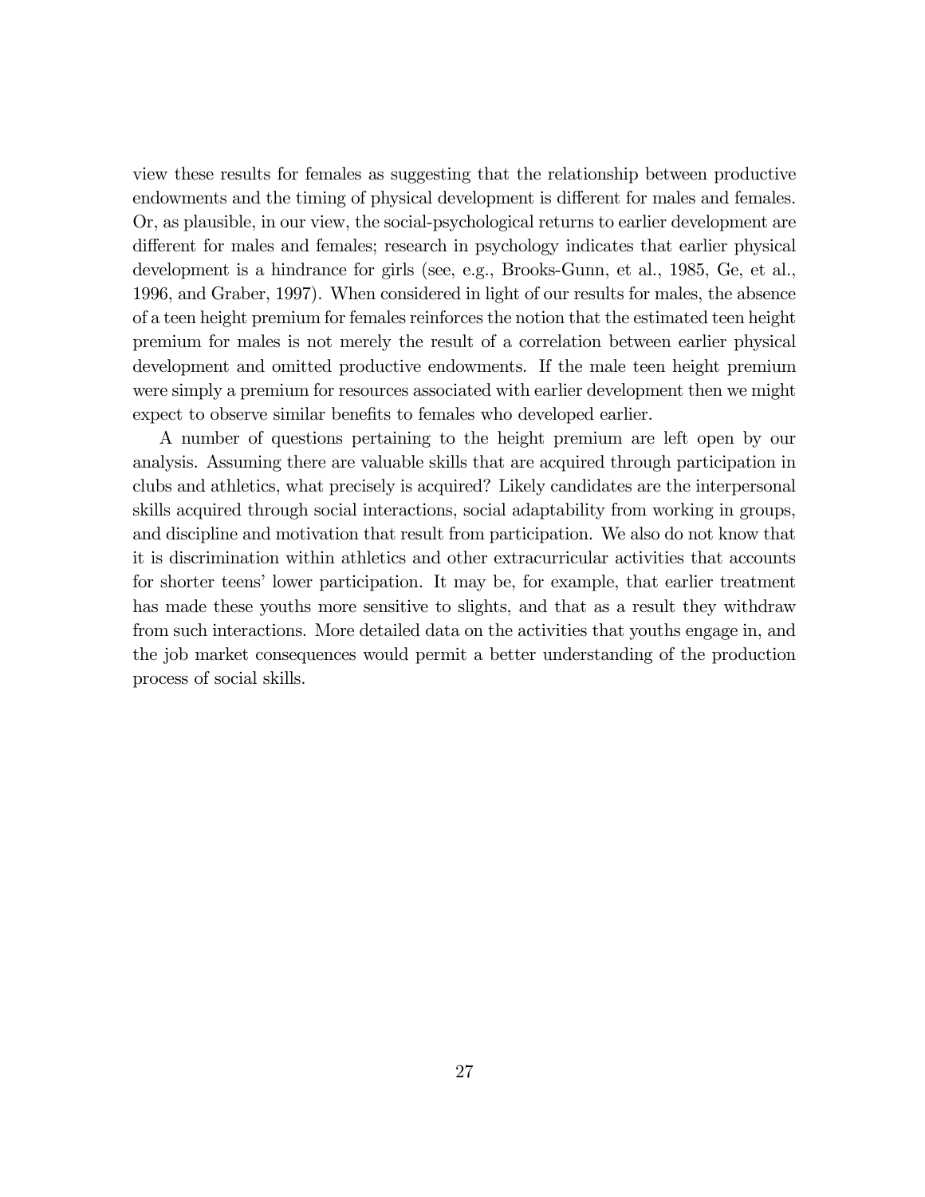view these results for females as suggesting that the relationship between productive endowments and the timing of physical development is different for males and females. Or, as plausible, in our view, the social-psychological returns to earlier development are different for males and females; research in psychology indicates that earlier physical development is a hindrance for girls (see, e.g., Brooks-Gunn, et al., 1985, Ge, et al., 1996, and Graber, 1997). When considered in light of our results for males, the absence of a teen height premium for females reinforces the notion that the estimated teen height premium for males is not merely the result of a correlation between earlier physical development and omitted productive endowments. If the male teen height premium were simply a premium for resources associated with earlier development then we might expect to observe similar benefits to females who developed earlier.

A number of questions pertaining to the height premium are left open by our analysis. Assuming there are valuable skills that are acquired through participation in clubs and athletics, what precisely is acquired? Likely candidates are the interpersonal skills acquired through social interactions, social adaptability from working in groups, and discipline and motivation that result from participation. We also do not know that it is discrimination within athletics and other extracurricular activities that accounts for shorter teens' lower participation. It may be, for example, that earlier treatment has made these youths more sensitive to slights, and that as a result they withdraw from such interactions. More detailed data on the activities that youths engage in, and the job market consequences would permit a better understanding of the production process of social skills.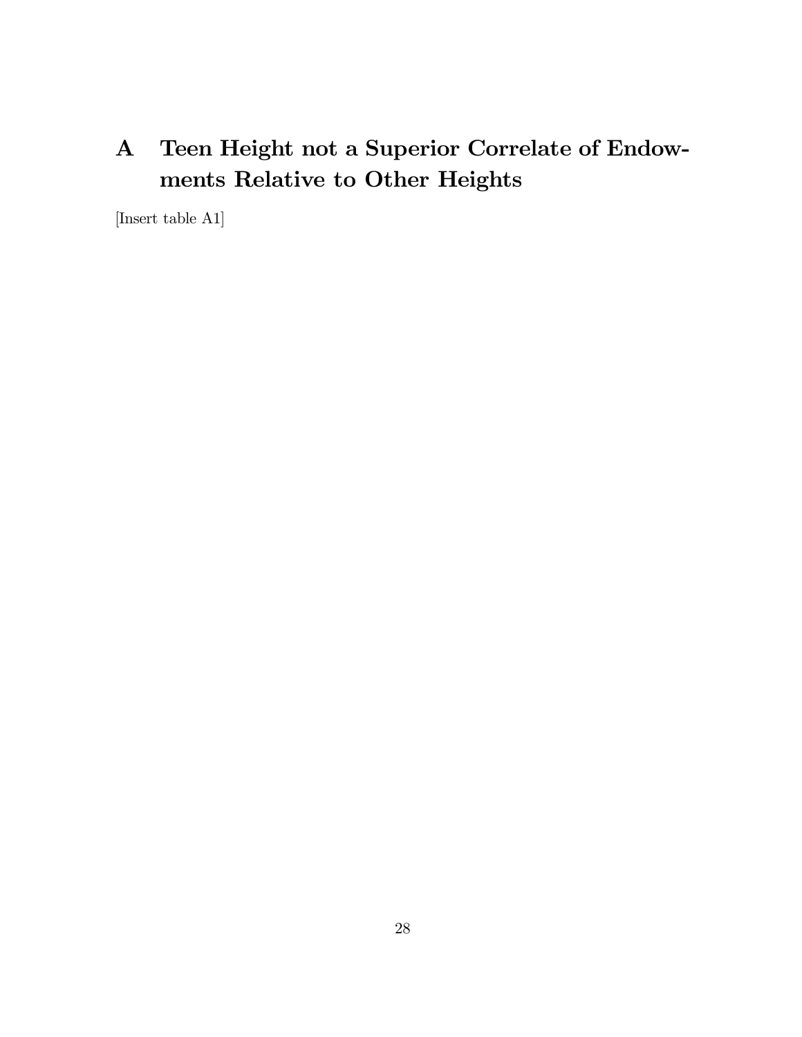# A Teen Height not a Superior Correlate of Endowments Relative to Other Heights

[Insert table A1]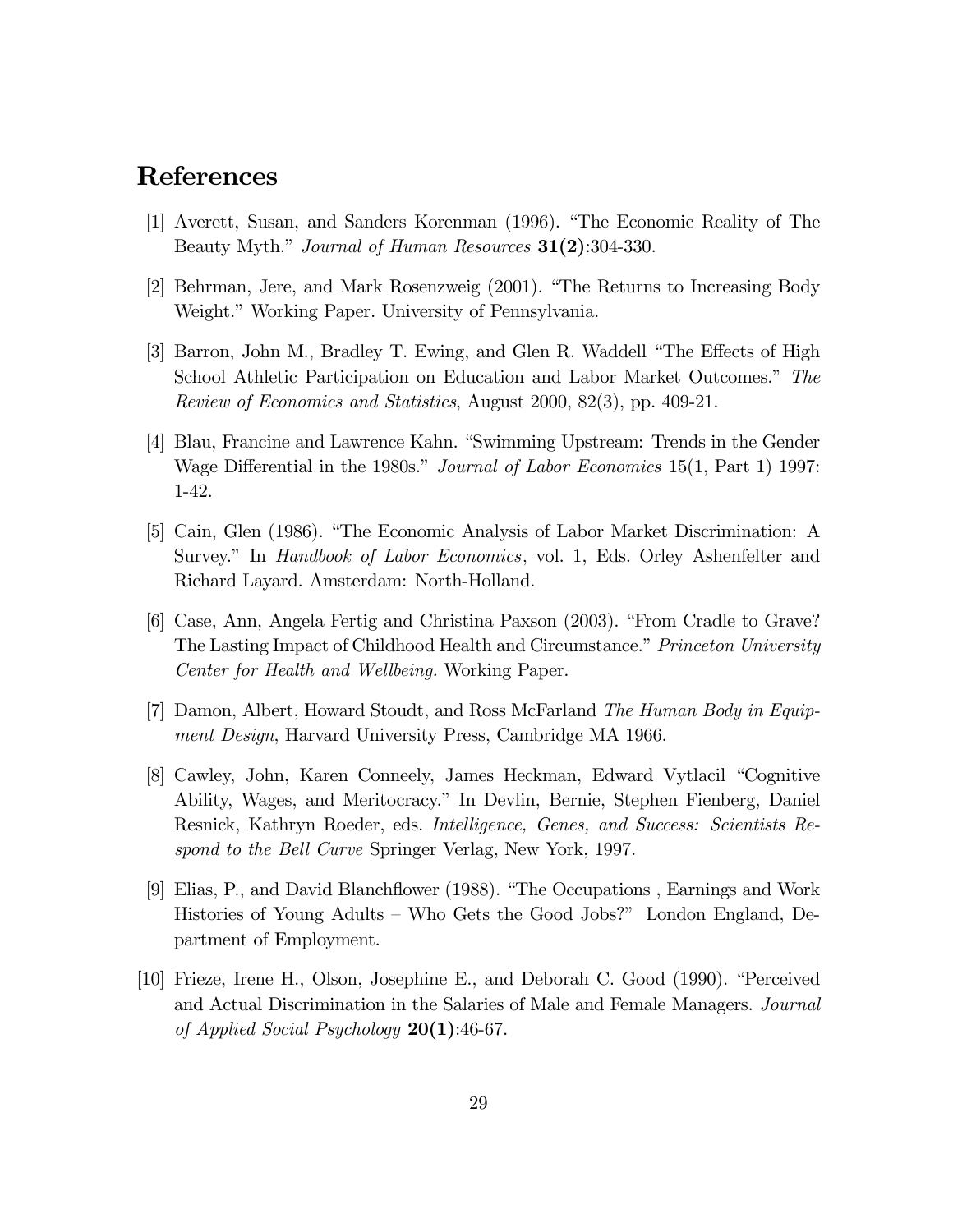## References

[1] Averett, Susan, and Sanders Korenman (1996). "The Economic Reality of The Beauty Myth." *Journal of Human Resources* **31(2)**:304-330.

[2] Behrman, Jere, and Mark Rosenzweig (2001). "The Returns to Increasing Body Weight." Working Paper. University of Pennsylvania.

[3] Barron, John M., Bradley T. Ewing, and Glen R. Waddell "The Effects of High School Athletic Participation on Education and Labor Market Outcomes." *The Review of Economics and Statistics*, August 2000, 82(3), pp. 409-21.

[4] Blau, Francine and Lawrence Kahn. "Swimming Upstream: Trends in the Gender Wage Differential in the 1980s." *Journal of Labor Economics* 15(1, Part 1) 1997: 1-42.

[5] Cain, Glen (1986). "The Economic Analysis of Labor Market Discrimination: A Survey." In *Handbook of Labor Economics*, vol. 1, Eds. Orley Ashenfelter and Richard Layard. Amsterdam: North-Holland.

[6] Case, Ann, Angela Fertig and Christina Paxson (2003). "From Cradle to Grave? The Lasting Impact of Childhood Health and Circumstance." *Princeton University Center for Health and Wellbeing.* Working Paper.

[7] Damon, Albert, Howard Stoudt, and Ross McFarland *The Human Body in Equipment Design*, Harvard University Press, Cambridge MA 1966.

[8] Cawley, John, Karen Conneely, James Heckman, Edward Vytlacil "Cognitive Ability, Wages, and Meritocracy." In Devlin, Bernie, Stephen Fienberg, Daniel Resnick, Kathryn Roeder, eds. *Intelligence, Genes, and Success: Scientists Respond to the Bell Curve* Springer Verlag, New York, 1997.

[9] Elias, P., and David Blanchflower (1988). "The Occupations , Earnings and Work Histories of Young Adults – Who Gets the Good Jobs?" London England, Department of Employment.

[10] Frieze, Irene H., Olson, Josephine E., and Deborah C. Good (1990). "Perceived and Actual Discrimination in the Salaries of Male and Female Managers. *Journal of Applied Social Psychology* **20(1)**:46-67.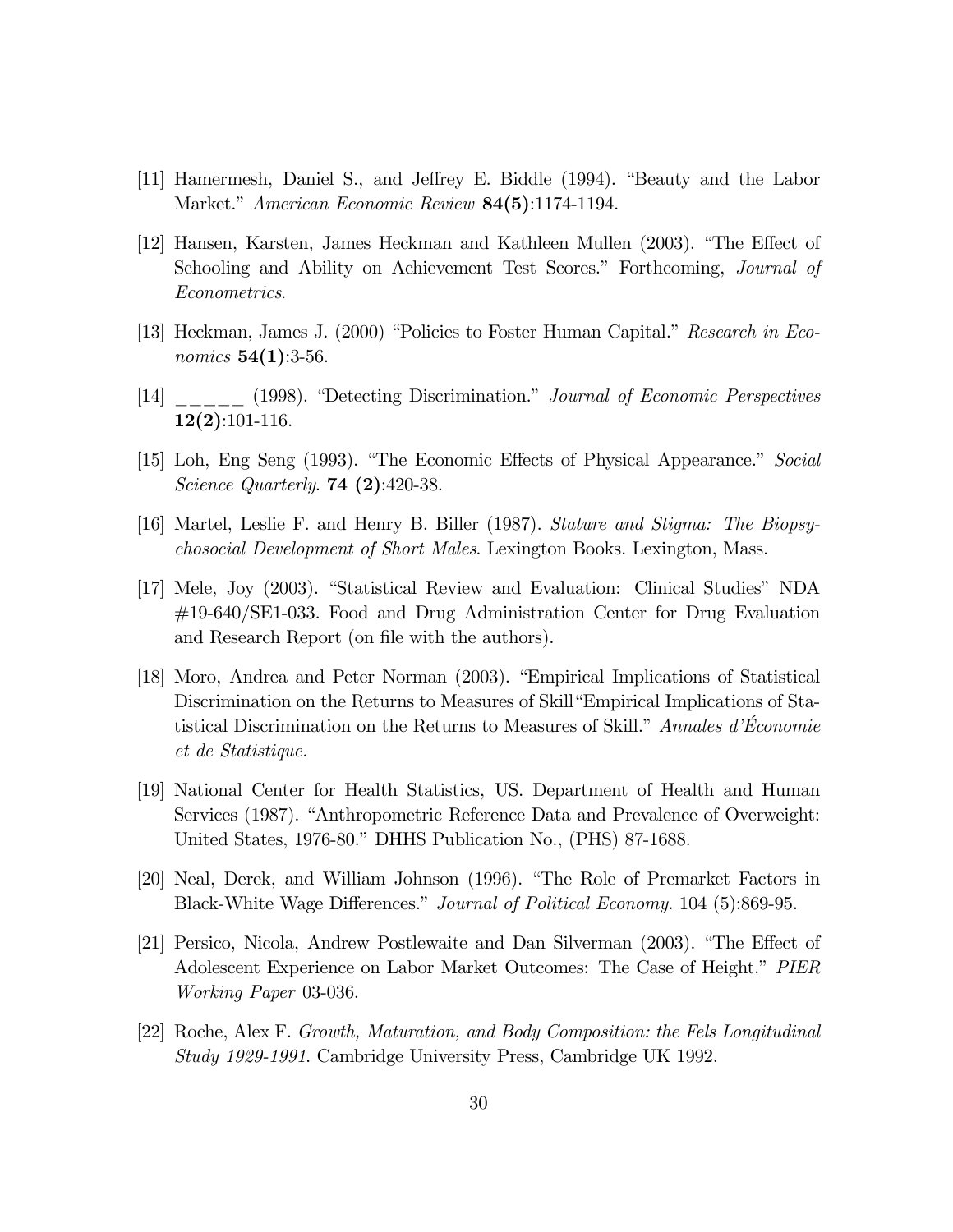[11] Hamermesh, Daniel S., and Jeffrey E. Biddle (1994). "Beauty and the Labor Market." *American Economic Review* **84(5)**:1174-1194.

[12] Hansen, Karsten, James Heckman and Kathleen Mullen (2003). "The Effect of Schooling and Ability on Achievement Test Scores." Forthcoming, *Journal of Econometrics*.

[13] Heckman, James J. (2000) "Policies to Foster Human Capital." *Research in Economics* **54(1)**:3-56.

[14] _____ (1998). "Detecting Discrimination." *Journal of Economic Perspectives* **12(2)**:101-116.

[15] Loh, Eng Seng (1993). "The Economic Effects of Physical Appearance." *Social Science Quarterly*. **74 (2)**:420-38.

[16] Martel, Leslie F. and Henry B. Biller (1987). *Stature and Stigma: The Biopsychosocial Development of Short Males*. Lexington Books. Lexington, Mass.

[17] Mele, Joy (2003). "Statistical Review and Evaluation: Clinical Studies" NDA #19-640/SE1-033. Food and Drug Administration Center for Drug Evaluation and Research Report (on file with the authors).

[18] Moro, Andrea and Peter Norman (2003). "Empirical Implications of Statistical Discrimination on the Returns to Measures of Skill"Empirical Implications of Statistical Discrimination on the Returns to Measures of Skill." *Annales d'Économie et de Statistique.*

[19] National Center for Health Statistics, US. Department of Health and Human Services (1987). "Anthropometric Reference Data and Prevalence of Overweight: United States, 1976-80." DHHS Publication No., (PHS) 87-1688.

[20] Neal, Derek, and William Johnson (1996). "The Role of Premarket Factors in Black-White Wage Differences." *Journal of Political Economy.* 104 (5):869-95.

[21] Persico, Nicola, Andrew Postlewaite and Dan Silverman (2003). "The Effect of Adolescent Experience on Labor Market Outcomes: The Case of Height." *PIER Working Paper* 03-036.

[22] Roche, Alex F. *Growth, Maturation, and Body Composition: the Fels Longitudinal Study 1929-1991.* Cambridge University Press, Cambridge UK 1992.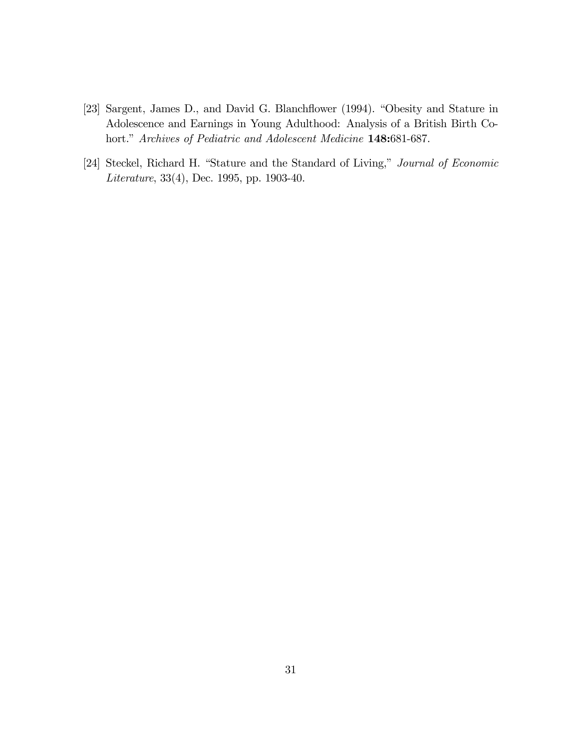[23] Sargent, James D., and David G. Blanchflower (1994). "Obesity and Stature in Adolescence and Earnings in Young Adulthood: Analysis of a British Birth Cohort." *Archives of Pediatric and Adolescent Medicine* **148:**681-687.

[24] Steckel, Richard H. "Stature and the Standard of Living," *Journal of Economic Literature*, 33(4), Dec. 1995, pp. 1903-40.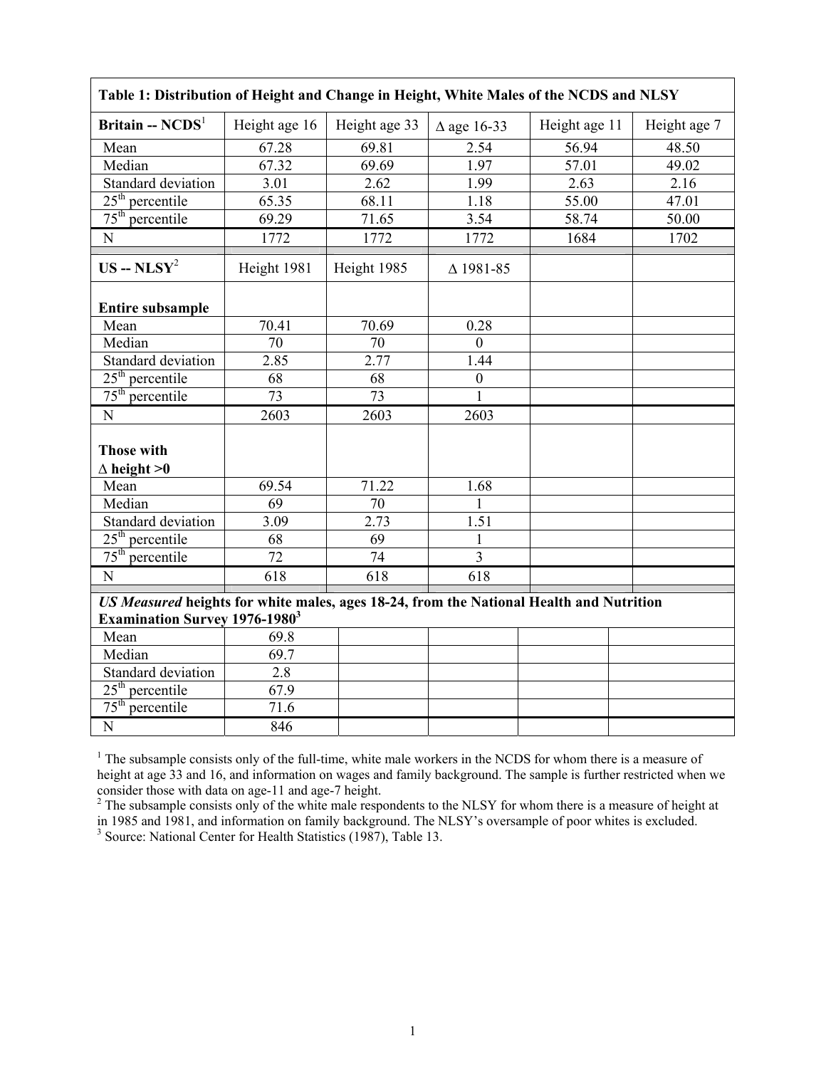| Table 1: Distribution of Height and Change in Height, White Males of the NCDS and NLSY | | | | | |
|---|---|---|---|---|---|
| **Britain -- NCDS**[1] | Height age 16 | Height age 33 | Δ age 16-33 | Height age 11 | Height age 7 |
| Mean | 67.28 | 69.81 | 2.54 | 56.94 | 48.50 |
| Median | 67.32 | 69.69 | 1.97 | 57.01 | 49.02 |
| Standard deviation | 3.01 | 2.62 | 1.99 | 2.63 | 2.16 |
| 25th percentile | 65.35 | 68.11 | 1.18 | 55.00 | 47.01 |
| 75th percentile | 69.29 | 71.65 | 3.54 | 58.74 | 50.00 |
| N | 1772 | 1772 | 1772 | 1684 | 1702 |
| **US -- NLSY**[2] | Height 1981 | Height 1985 | Δ 1981-85 | | |
| **Entire subsample** | | | | | |
| Mean | 70.41 | 70.69 | 0.28 | | |
| Median | 70 | 70 | 0 | | |
| Standard deviation | 2.85 | 2.77 | 1.44 | | |
| 25th percentile | 68 | 68 | 0 | | |
| 75th percentile | 73 | 73 | 1 | | |
| N | 2603 | 2603 | 2603 | | |
| **Those with Δ height >0** | | | | | |
| Mean | 69.54 | 71.22 | 1.68 | | |
| Median | 69 | 70 | 1 | | |
| Standard deviation | 3.09 | 2.73 | 1.51 | | |
| 25th percentile | 68 | 69 | 1 | | |
| 75th percentile | 72 | 74 | 3 | | |
| N | 618 | 618 | 618 | | |
| ***US Measured* heights for white males, ages 18-24, from the National Health and Nutrition Examination Survey 1976-1980**[3] | | | | | |
| Mean | 69.8 | | | | |
| Median | 69.7 | | | | |
| Standard deviation | 2.8 | | | | |
| 25th percentile | 67.9 | | | | |
| 75th percentile | 71.6 | | | | |
| N | 846 | | | | |

[1] The subsample consists only of the full-time, white male workers in the NCDS for whom there is a measure of height at age 33 and 16, and information on wages and family background. The sample is further restricted when we consider those with data on age-11 and age-7 height.

[2] The subsample consists only of the white male respondents to the NLSY for whom there is a measure of height at in 1985 and 1981, and information on family background. The NLSY's oversample of poor whites is excluded.

[3] Source: National Center for Health Statistics (1987), Table 13.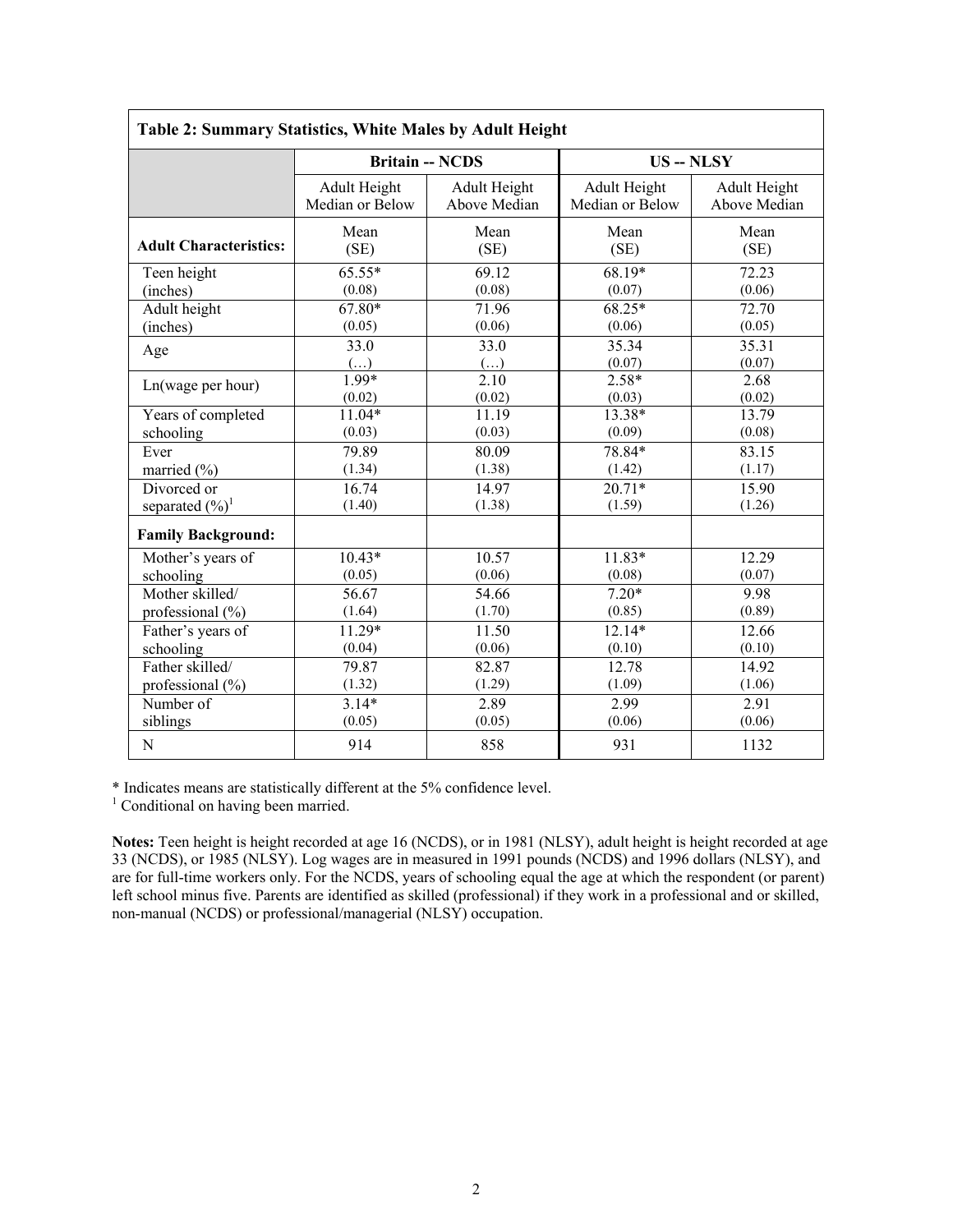| **Table 2: Summary Statistics, White Males by Adult Height** | | | | |
|---|---|---|---|---|
| | **Britain -- NCDS** | | **US -- NLSY** | |
| | Adult Height Median or Below | Adult Height Above Median | Adult Height Median or Below | Adult Height Above Median |
| **Adult Characteristics:** | Mean (SE) | Mean (SE) | Mean (SE) | Mean (SE) |
| Teen height (inches) | 65.55* (0.08) | 69.12 (0.08) | 68.19* (0.07) | 72.23 (0.06) |
| Adult height (inches) | 67.80* (0.05) | 71.96 (0.06) | 68.25* (0.06) | 72.70 (0.05) |
| Age | 33.0 (…) | 33.0 (…) | 35.34 (0.07) | 35.31 (0.07) |
| Ln(wage per hour) | 1.99* (0.02) | 2.10 (0.02) | 2.58* (0.03) | 2.68 (0.02) |
| Years of completed schooling | 11.04* (0.03) | 11.19 (0.03) | 13.38* (0.09) | 13.79 (0.08) |
| Ever married (%) | 79.89 (1.34) | 80.09 (1.38) | 78.84* (1.42) | 83.15 (1.17) |
| Divorced or separated (%)[1] | 16.74 (1.40) | 14.97 (1.38) | 20.71* (1.59) | 15.90 (1.26) |
| **Family Background:** | | | | |
| Mother's years of schooling | 10.43* (0.05) | 10.57 (0.06) | 11.83* (0.08) | 12.29 (0.07) |
| Mother skilled/ professional (%) | 56.67 (1.64) | 54.66 (1.70) | 7.20* (0.85) | 9.98 (0.89) |
| Father's years of schooling | 11.29* (0.04) | 11.50 (0.06) | 12.14* (0.10) | 12.66 (0.10) |
| Father skilled/ professional (%) | 79.87 (1.32) | 82.87 (1.29) | 12.78 (1.09) | 14.92 (1.06) |
| Number of siblings | 3.14* (0.05) | 2.89 (0.05) | 2.99 (0.06) | 2.91 (0.06) |
| N | 914 | 858 | 931 | 1132 |

* Indicates means are statistically different at the 5% confidence level.
[1] Conditional on having been married.

**Notes:** Teen height is height recorded at age 16 (NCDS), or in 1981 (NLSY), adult height is height recorded at age 33 (NCDS), or 1985 (NLSY). Log wages are in measured in 1991 pounds (NCDS) and 1996 dollars (NLSY), and are for full-time workers only. For the NCDS, years of schooling equal the age at which the respondent (or parent) left school minus five. Parents are identified as skilled (professional) if they work in a professional and or skilled, non-manual (NCDS) or professional/managerial (NLSY) occupation.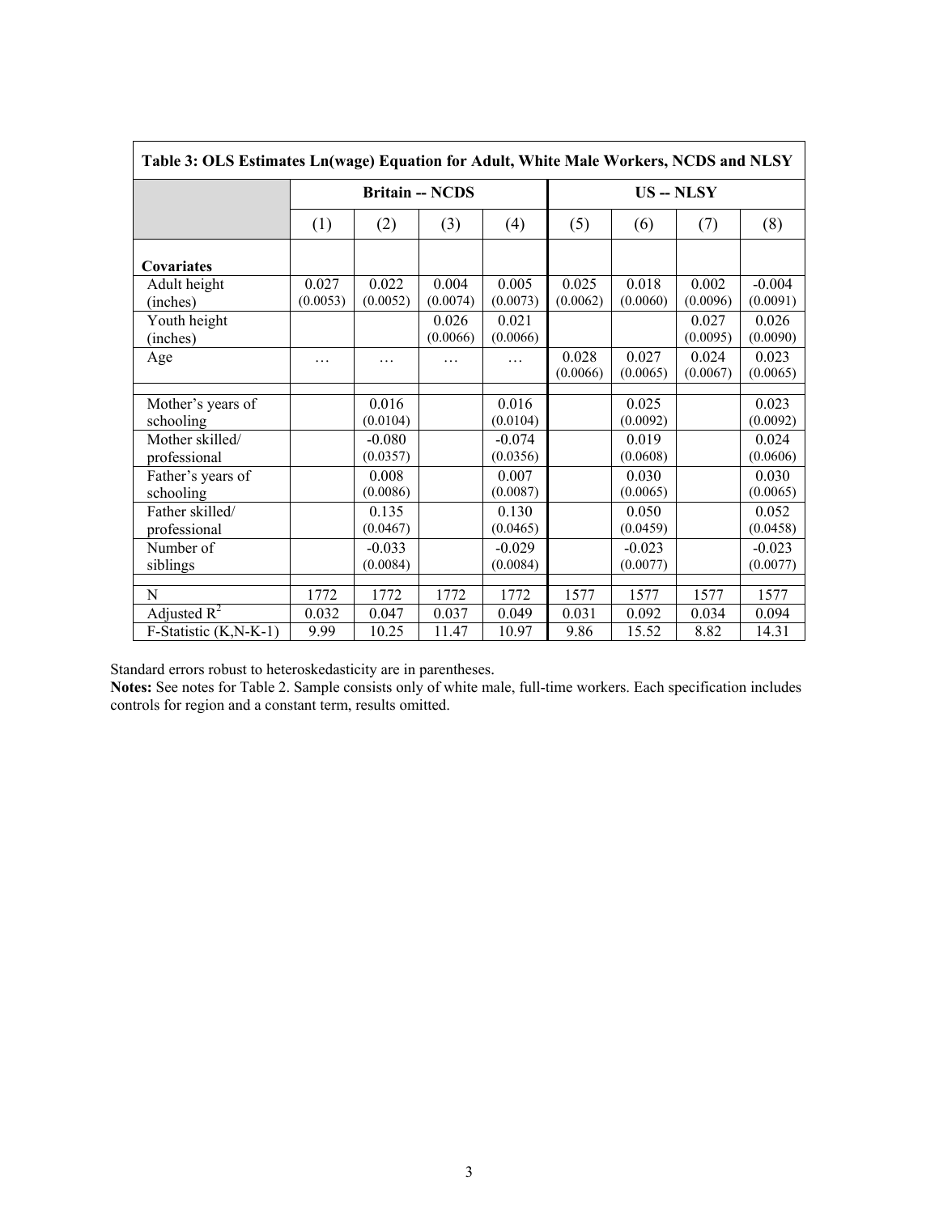**Table 3: OLS Estimates Ln(wage) Equation for Adult, White Male Workers, NCDS and NLSY**

| | Britain -- NCDS | | | | US -- NLSY | | | |
|---|---|---|---|---|---|---|---|---|
| | (1) | (2) | (3) | (4) | (5) | (6) | (7) | (8) |
| **Covariates** | | | | | | | | |
| Adult height (inches) | 0.027 (0.0053) | 0.022 (0.0052) | 0.004 (0.0074) | 0.005 (0.0073) | 0.025 (0.0062) | 0.018 (0.0060) | 0.002 (0.0096) | -0.004 (0.0091) |
| Youth height (inches) | | | 0.026 (0.0066) | 0.021 (0.0066) | | | 0.027 (0.0095) | 0.026 (0.0090) |
| Age | … | … | … | … | 0.028 (0.0066) | 0.027 (0.0065) | 0.024 (0.0067) | 0.023 (0.0065) |
| Mother's years of schooling | | 0.016 (0.0104) | | 0.016 (0.0104) | | 0.025 (0.0092) | | 0.023 (0.0092) |
| Mother skilled/ professional | | -0.080 (0.0357) | | -0.074 (0.0356) | | 0.019 (0.0608) | | 0.024 (0.0606) |
| Father's years of schooling | | 0.008 (0.0086) | | 0.007 (0.0087) | | 0.030 (0.0065) | | 0.030 (0.0065) |
| Father skilled/ professional | | 0.135 (0.0467) | | 0.130 (0.0465) | | 0.050 (0.0459) | | 0.052 (0.0458) |
| Number of siblings | | -0.033 (0.0084) | | -0.029 (0.0084) | | -0.023 (0.0077) | | -0.023 (0.0077) |
| N | 1772 | 1772 | 1772 | 1772 | 1577 | 1577 | 1577 | 1577 |
| Adjusted $R^2$ | 0.032 | 0.047 | 0.037 | 0.049 | 0.031 | 0.092 | 0.034 | 0.094 |
| F-Statistic (K,N-K-1) | 9.99 | 10.25 | 11.47 | 10.97 | 9.86 | 15.52 | 8.82 | 14.31 |

Standard errors robust to heteroskedasticity are in parentheses.

**Notes:** See notes for Table 2. Sample consists only of white male, full-time workers. Each specification includes controls for region and a constant term, results omitted.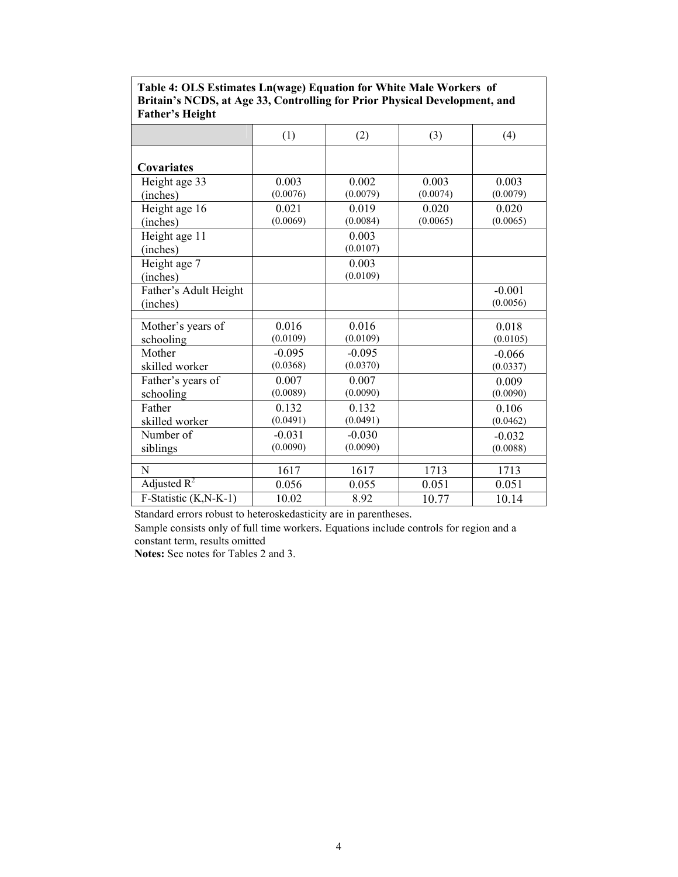**Table 4: OLS Estimates Ln(wage) Equation for White Male Workers of Britain's NCDS, at Age 33, Controlling for Prior Physical Development, and Father's Height**

| | (1) | (2) | (3) | (4) |
|---|---|---|---|---|
| **Covariates** | | | | |
| Height age 33 (inches) | 0.003 (0.0076) | 0.002 (0.0079) | 0.003 (0.0074) | 0.003 (0.0079) |
| Height age 16 (inches) | 0.021 (0.0069) | 0.019 (0.0084) | 0.020 (0.0065) | 0.020 (0.0065) |
| Height age 11 (inches) | | 0.003 (0.0107) | | |
| Height age 7 (inches) | | 0.003 (0.0109) | | |
| Father's Adult Height (inches) | | | | -0.001 (0.0056) |
| Mother's years of schooling | 0.016 (0.0109) | 0.016 (0.0109) | | 0.018 (0.0105) |
| Mother skilled worker | -0.095 (0.0368) | -0.095 (0.0370) | | -0.066 (0.0337) |
| Father's years of schooling | 0.007 (0.0089) | 0.007 (0.0090) | | 0.009 (0.0090) |
| Father skilled worker | 0.132 (0.0491) | 0.132 (0.0491) | | 0.106 (0.0462) |
| Number of siblings | -0.031 (0.0090) | -0.030 (0.0090) | | -0.032 (0.0088) |
| N | 1617 | 1617 | 1713 | 1713 |
| Adjusted $R^2$ | 0.056 | 0.055 | 0.051 | 0.051 |
| F-Statistic (K,N-K-1) | 10.02 | 8.92 | 10.77 | 10.14 |

Standard errors robust to heteroskedasticity are in parentheses.

Sample consists only of full time workers. Equations include controls for region and a constant term, results omitted

**Notes:** See notes for Tables 2 and 3.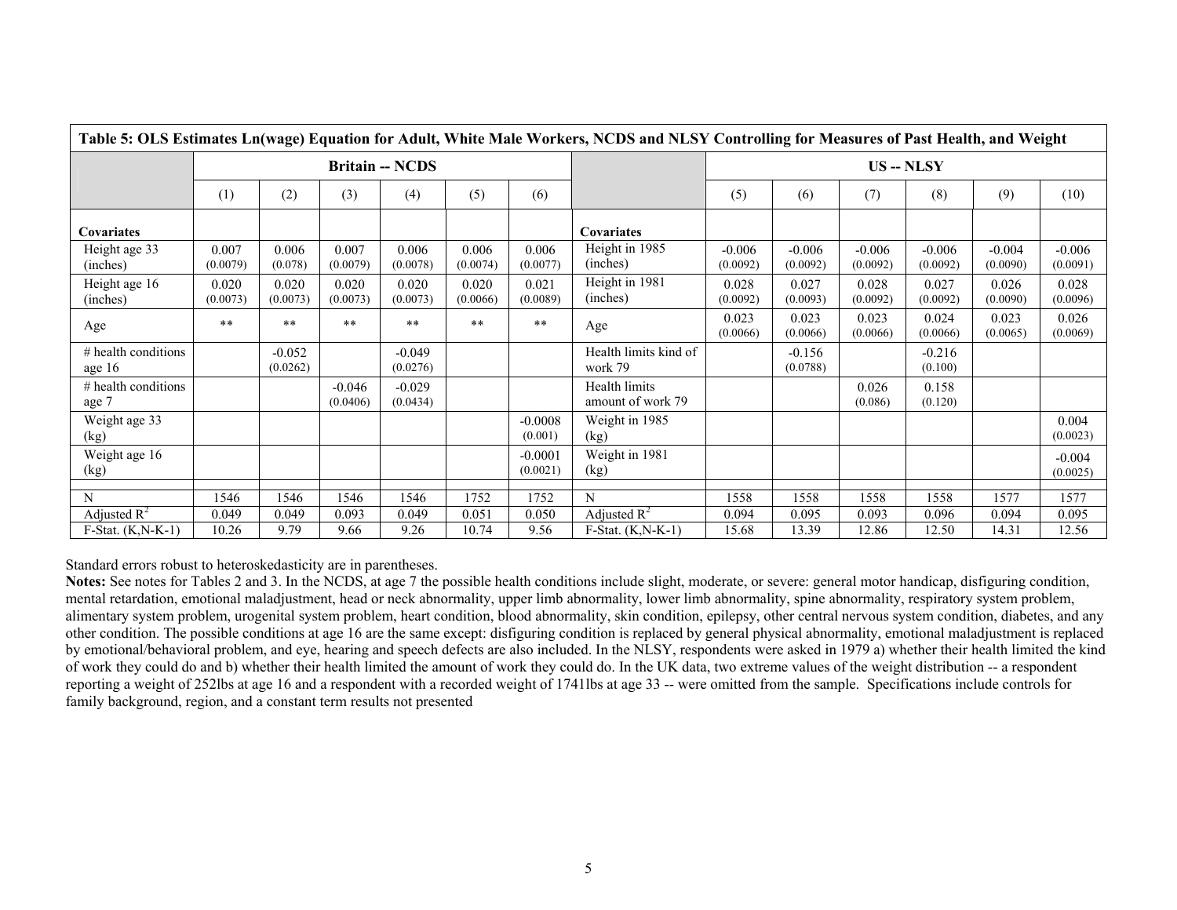| Table 5: OLS Estimates Ln(wage) Equation for Adult, White Male Workers, NCDS and NLSY Controlling for Measures of Past Health, and Weight | | | | | | | | | | | | | |
|---|---|---|---|---|---|---|---|---|---|---|---|---|---|
| | Britain -- NCDS | | | | | | | US -- NLSY | | | | | |
| | (1) | (2) | (3) | (4) | (5) | (6) | | (5) | (6) | (7) | (8) | (9) | (10) |
| **Covariates** | | | | | | | **Covariates** | | | | | | |
| Height age 33 (inches) | 0.007 (0.0079) | 0.006 (0.078) | 0.007 (0.0079) | 0.006 (0.0078) | 0.006 (0.0074) | 0.006 (0.0077) | Height in 1985 (inches) | -0.006 (0.0092) | -0.006 (0.0092) | -0.006 (0.0092) | -0.006 (0.0092) | -0.004 (0.0090) | -0.006 (0.0091) |
| Height age 16 (inches) | 0.020 (0.0073) | 0.020 (0.0073) | 0.020 (0.0073) | 0.020 (0.0073) | 0.020 (0.0066) | 0.021 (0.0089) | Height in 1981 (inches) | 0.028 (0.0092) | 0.027 (0.0093) | 0.028 (0.0092) | 0.027 (0.0092) | 0.026 (0.0090) | 0.028 (0.0096) |
| Age | ** | ** | ** | ** | ** | ** | Age | 0.023 (0.0066) | 0.023 (0.0066) | 0.023 (0.0066) | 0.024 (0.0066) | 0.023 (0.0065) | 0.026 (0.0069) |
| # health conditions age 16 | | -0.052 (0.0262) | | -0.049 (0.0276) | | | Health limits kind of work 79 | | -0.156 (0.0788) | | -0.216 (0.100) | | |
| # health conditions age 7 | | | -0.046 (0.0406) | -0.029 (0.0434) | | | Health limits amount of work 79 | | | 0.026 (0.086) | 0.158 (0.120) | | |
| Weight age 33 (kg) | | | | | | -0.0008 (0.001) | Weight in 1985 (kg) | | | | | | 0.004 (0.0023) |
| Weight age 16 (kg) | | | | | | -0.0001 (0.0021) | Weight in 1981 (kg) | | | | | | -0.004 (0.0025) |
| N | 1546 | 1546 | 1546 | 1546 | 1752 | 1752 | N | 1558 | 1558 | 1558 | 1558 | 1577 | 1577 |
| Adjusted $R^2$ | 0.049 | 0.049 | 0.093 | 0.049 | 0.051 | 0.050 | Adjusted $R^2$ | 0.094 | 0.095 | 0.093 | 0.096 | 0.094 | 0.095 |
| F-Stat. (K,N-K-1) | 10.26 | 9.79 | 9.66 | 9.26 | 10.74 | 9.56 | F-Stat. (K,N-K-1) | 15.68 | 13.39 | 12.86 | 12.50 | 14.31 | 12.56 |

Standard errors robust to heteroskedasticity are in parentheses.

**Notes:** See notes for Tables 2 and 3. In the NCDS, at age 7 the possible health conditions include slight, moderate, or severe: general motor handicap, disfiguring condition, mental retardation, emotional maladjustment, head or neck abnormality, upper limb abnormality, lower limb abnormality, spine abnormality, respiratory system problem, alimentary system problem, urogenital system problem, heart condition, blood abnormality, skin condition, epilepsy, other central nervous system condition, diabetes, and any other condition. The possible conditions at age 16 are the same except: disfiguring condition is replaced by general physical abnormality, emotional maladjustment is replaced by emotional/behavioral problem, and eye, hearing and speech defects are also included. In the NLSY, respondents were asked in 1979 a) whether their health limited the kind of work they could do and b) whether their health limited the amount of work they could do. In the UK data, two extreme values of the weight distribution -- a respondent reporting a weight of 252lbs at age 16 and a respondent with a recorded weight of 1741lbs at age 33 -- were omitted from the sample. Specifications include controls for family background, region, and a constant term results not presented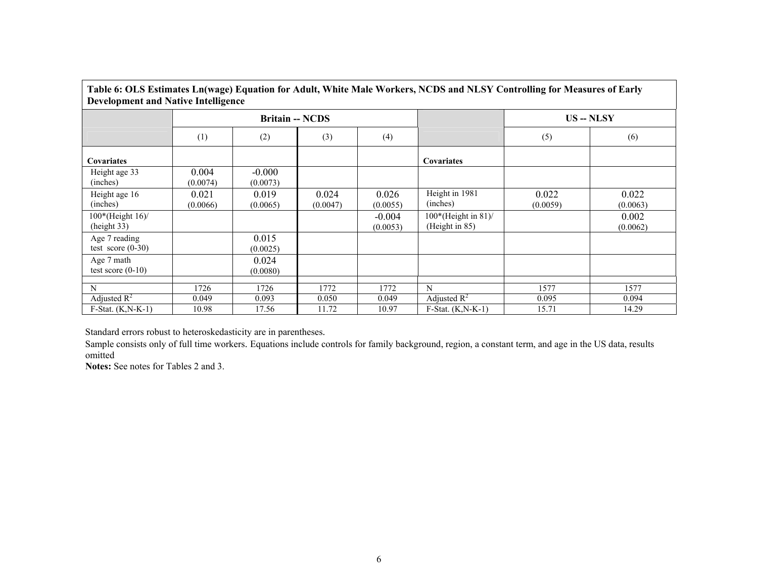**Table 6: OLS Estimates Ln(wage) Equation for Adult, White Male Workers, NCDS and NLSY Controlling for Measures of Early Development and Native Intelligence**

| | Britain -- NCDS | | | | | US -- NLSY | |
|---|---|---|---|---|---|---|---|
| | (1) | (2) | (3) | (4) | | (5) | (6) |
| **Covariates** | | | | | **Covariates** | | |
| Height age 33 (inches) | 0.004 (0.0074) | -0.000 (0.0073) | | | | | |
| Height age 16 (inches) | 0.021 (0.0066) | 0.019 (0.0065) | 0.024 (0.0047) | 0.026 (0.0055) | Height in 1981 (inches) | 0.022 (0.0059) | 0.022 (0.0063) |
| 100*(Height 16)/ (height 33) | | | | -0.004 (0.0053) | 100*(Height in 81)/ (Height in 85) | | 0.002 (0.0062) |
| Age 7 reading test score (0-30) | | 0.015 (0.0025) | | | | | |
| Age 7 math test score (0-10) | | 0.024 (0.0080) | | | | | |
| N | 1726 | 1726 | 1772 | 1772 | N | 1577 | 1577 |
| Adjusted $R^2$ | 0.049 | 0.093 | 0.050 | 0.049 | Adjusted $R^2$ | 0.095 | 0.094 |
| F-Stat. (K,N-K-1) | 10.98 | 17.56 | 11.72 | 10.97 | F-Stat. (K,N-K-1) | 15.71 | 14.29 |

Standard errors robust to heteroskedasticity are in parentheses.

Sample consists only of full time workers. Equations include controls for family background, region, a constant term, and age in the US data, results omitted

**Notes:** See notes for Tables 2 and 3.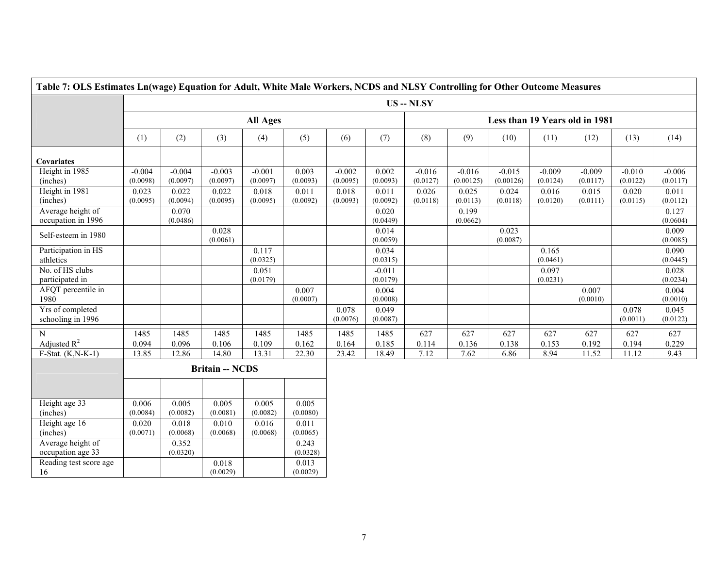**Table 7: OLS Estimates Ln(wage) Equation for Adult, White Male Workers, NCDS and NLSY Controlling for Other Outcome Measures**

| | US -- NLSY | | | | | | | | | | | | | |
|---|---|---|---|---|---|---|---|---|---|---|---|---|---|---|
| | All Ages | | | | | | | Less than 19 Years old in 1981 | | | | | | |
| | (1) | (2) | (3) | (4) | (5) | (6) | (7) | (8) | (9) | (10) | (11) | (12) | (13) | (14) |
| **Covariates** | | | | | | | | | | | | | | |
| Height in 1985 (inches) | -0.004 (0.0098) | -0.004 (0.0097) | -0.003 (0.0097) | -0.001 (0.0097) | 0.003 (0.0093) | -0.002 (0.0095) | 0.002 (0.0093) | -0.016 (0.0127) | -0.016 (0.00125) | -0.015 (0.00126) | -0.009 (0.0124) | -0.009 (0.0117) | -0.010 (0.0122) | -0.006 (0.0117) |
| Height in 1981 (inches) | 0.023 (0.0095) | 0.022 (0.0094) | 0.022 (0.0095) | 0.018 (0.0095) | 0.011 (0.0092) | 0.018 (0.0093) | 0.011 (0.0092) | 0.026 (0.0118) | 0.025 (0.0113) | 0.024 (0.0118) | 0.016 (0.0120) | 0.015 (0.0111) | 0.020 (0.0115) | 0.011 (0.0112) |
| Average height of occupation in 1996 | | 0.070 (0.0486) | | | | | 0.020 (0.0449) | | 0.199 (0.0662) | | | | | 0.127 (0.0604) |
| Self-esteem in 1980 | | | 0.028 (0.0061) | | | | 0.014 (0.0059) | | | 0.023 (0.0087) | | | | 0.009 (0.0085) |
| Participation in HS athletics | | | | 0.117 (0.0325) | | | 0.034 (0.0315) | | | | 0.165 (0.0461) | | | 0.090 (0.0445) |
| No. of HS clubs participated in | | | | 0.051 (0.0179) | | | -0.011 (0.0179) | | | | 0.097 (0.0231) | | | 0.028 (0.0234) |
| AFQT percentile in 1980 | | | | | 0.007 (0.0007) | | 0.004 (0.0008) | | | | | 0.007 (0.0010) | | 0.004 (0.0010) |
| Yrs of completed schooling in 1996 | | | | | | 0.078 (0.0076) | 0.049 (0.0087) | | | | | | 0.078 (0.0011) | 0.045 (0.0122) |
| N | 1485 | 1485 | 1485 | 1485 | 1485 | 1485 | 1485 | 627 | 627 | 627 | 627 | 627 | 627 | 627 |
| Adjusted $R^2$ | 0.094 | 0.096 | 0.106 | 0.109 | 0.162 | 0.164 | 0.185 | 0.114 | 0.136 | 0.138 | 0.153 | 0.192 | 0.194 | 0.229 |
| F-Stat. (K,N-K-1) | 13.85 | 12.86 | 14.80 | 13.31 | 22.30 | 23.42 | 18.49 | 7.12 | 7.62 | 6.86 | 8.94 | 11.52 | 11.12 | 9.43 |

| | Britain -- NCDS | | | | |
|---|---|---|---|---|---|
| | | | | | |
| Height age 33 (inches) | 0.006 (0.0084) | 0.005 (0.0082) | 0.005 (0.0081) | 0.005 (0.0082) | 0.005 (0.0080) |
| Height age 16 (inches) | 0.020 (0.0071) | 0.018 (0.0068) | 0.010 (0.0068) | 0.016 (0.0068) | 0.011 (0.0065) |
| Average height of occupation age 33 | | 0.352 (0.0320) | | | 0.243 (0.0328) |
| Reading test score age 16 | | | 0.018 (0.0029) | | 0.013 (0.0029) |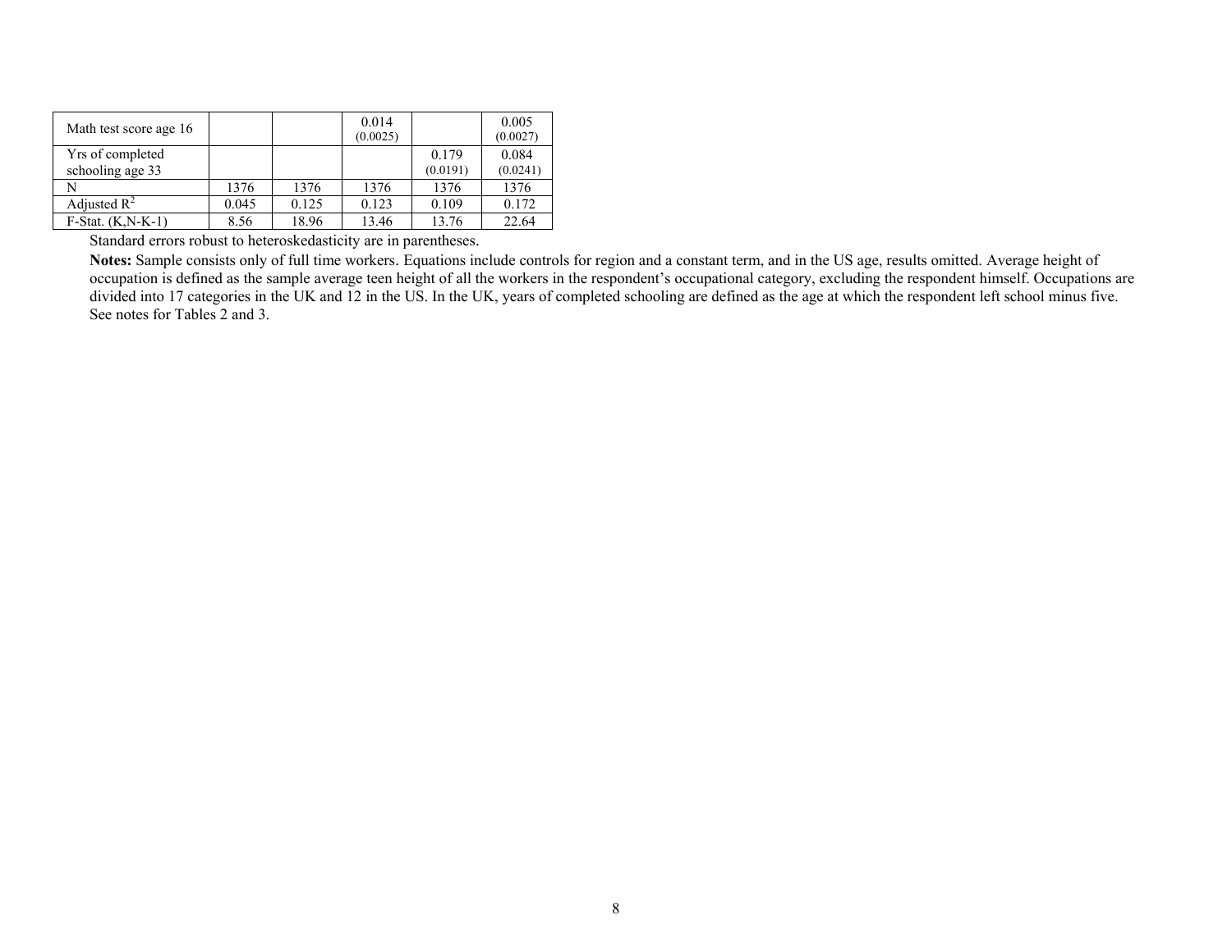| | | | | | |
|---|---|---|---|---|---|
| Math test score age 16 | | | 0.014<br>(0.0025) | | 0.005<br>(0.0027) |
| Yrs of completed schooling age 33 | | | | 0.179<br>(0.0191) | 0.084<br>(0.0241) |
| N | 1376 | 1376 | 1376 | 1376 | 1376 |
| Adjusted $R^2$ | 0.045 | 0.125 | 0.123 | 0.109 | 0.172 |
| F-Stat. (K,N-K-1) | 8.56 | 18.96 | 13.46 | 13.76 | 22.64 |

Standard errors robust to heteroskedasticity are in parentheses.

**Notes:** Sample consists only of full time workers. Equations include controls for region and a constant term, and in the US age, results omitted. Average height of occupation is defined as the sample average teen height of all the workers in the respondent's occupational category, excluding the respondent himself. Occupations are divided into 17 categories in the UK and 12 in the US. In the UK, years of completed schooling are defined as the age at which the respondent left school minus five. See notes for Tables 2 and 3.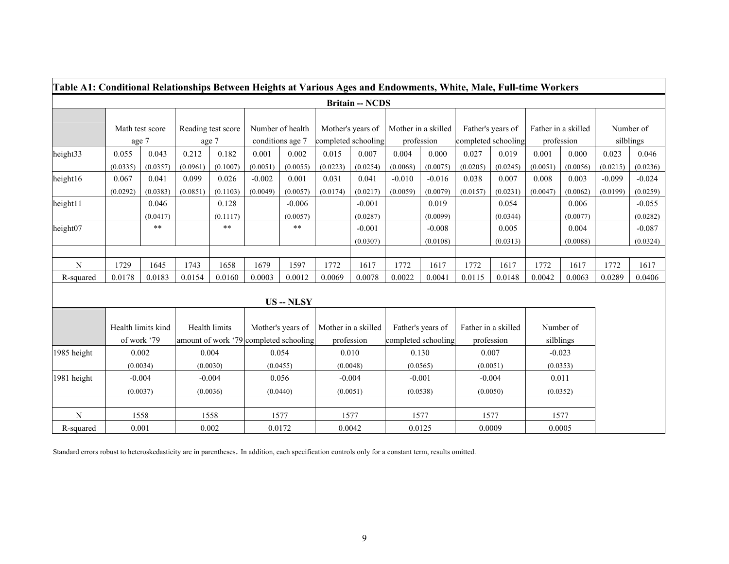**Table A1: Conditional Relationships Between Heights at Various Ages and Endowments, White, Male, Full-time Workers**

**Britain -- NCDS**

| | Math test score age 7 | | Reading test score age 7 | | Number of health conditions age 7 | | Mother's years of completed schooling | | Mother in a skilled profession | | Father's years of completed schooling | | Father in a skilled profession | | Number of silblings | |
|---|---|---|---|---|---|---|---|---|---|---|---|---|---|---|---|---|
| height33 | 0.055 | 0.043 | 0.212 | 0.182 | 0.001 | 0.002 | 0.015 | 0.007 | 0.004 | 0.000 | 0.027 | 0.019 | 0.001 | 0.000 | 0.023 | 0.046 |
| | (0.0335) | (0.0357) | (0.0961) | (0.1007) | (0.0051) | (0.0055) | (0.0223) | (0.0254) | (0.0068) | (0.0075) | (0.0205) | (0.0245) | (0.0051) | (0.0056) | (0.0215) | (0.0236) |
| height16 | 0.067 | 0.041 | 0.099 | 0.026 | -0.002 | 0.001 | 0.031 | 0.041 | -0.010 | -0.016 | 0.038 | 0.007 | 0.008 | 0.003 | -0.099 | -0.024 |
| | (0.0292) | (0.0383) | (0.0851) | (0.1103) | (0.0049) | (0.0057) | (0.0174) | (0.0217) | (0.0059) | (0.0079) | (0.0157) | (0.0231) | (0.0047) | (0.0062) | (0.0199) | (0.0259) |
| height11 | | 0.046 | | 0.128 | | -0.006 | | -0.001 | | 0.019 | | 0.054 | | 0.006 | | -0.055 |
| | | (0.0417) | | (0.1117) | | (0.0057) | | (0.0287) | | (0.0099) | | (0.0344) | | (0.0077) | | (0.0282) |
| height07 | | ** | | ** | | ** | | -0.001 | | -0.008 | | 0.005 | | 0.004 | | -0.087 |
| | | | | | | | | (0.0307) | | (0.0108) | | (0.0313) | | (0.0088) | | (0.0324) |
| N | 1729 | 1645 | 1743 | 1658 | 1679 | 1597 | 1772 | 1617 | 1772 | 1617 | 1772 | 1617 | 1772 | 1617 | 1772 | 1617 |
| R-squared | 0.0178 | 0.0183 | 0.0154 | 0.0160 | 0.0003 | 0.0012 | 0.0069 | 0.0078 | 0.0022 | 0.0041 | 0.0115 | 0.0148 | 0.0042 | 0.0063 | 0.0289 | 0.0406 |

**US -- NLSY**

| | Health limits kind of work '79 | Health limits amount of work '79 | Mother's years of completed schooling | Mother in a skilled profession | Father's years of completed schooling | Father in a skilled profession | Number of silblings |
|---|---|---|---|---|---|---|---|
| 1985 height | 0.002 | 0.004 | 0.054 | 0.010 | 0.130 | 0.007 | -0.023 |
| | (0.0034) | (0.0030) | (0.0455) | (0.0048) | (0.0565) | (0.0051) | (0.0353) |
| 1981 height | -0.004 | -0.004 | 0.056 | -0.004 | -0.001 | -0.004 | 0.011 |
| | (0.0037) | (0.0036) | (0.0440) | (0.0051) | (0.0538) | (0.0050) | (0.0352) |
| N | 1558 | 1558 | 1577 | 1577 | 1577 | 1577 | 1577 |
| R-squared | 0.001 | 0.002 | 0.0172 | 0.0042 | 0.0125 | 0.0009 | 0.0005 |

Standard errors robust to heteroskedasticity are in parentheses. In addition, each specification controls only for a constant term, results omitted.